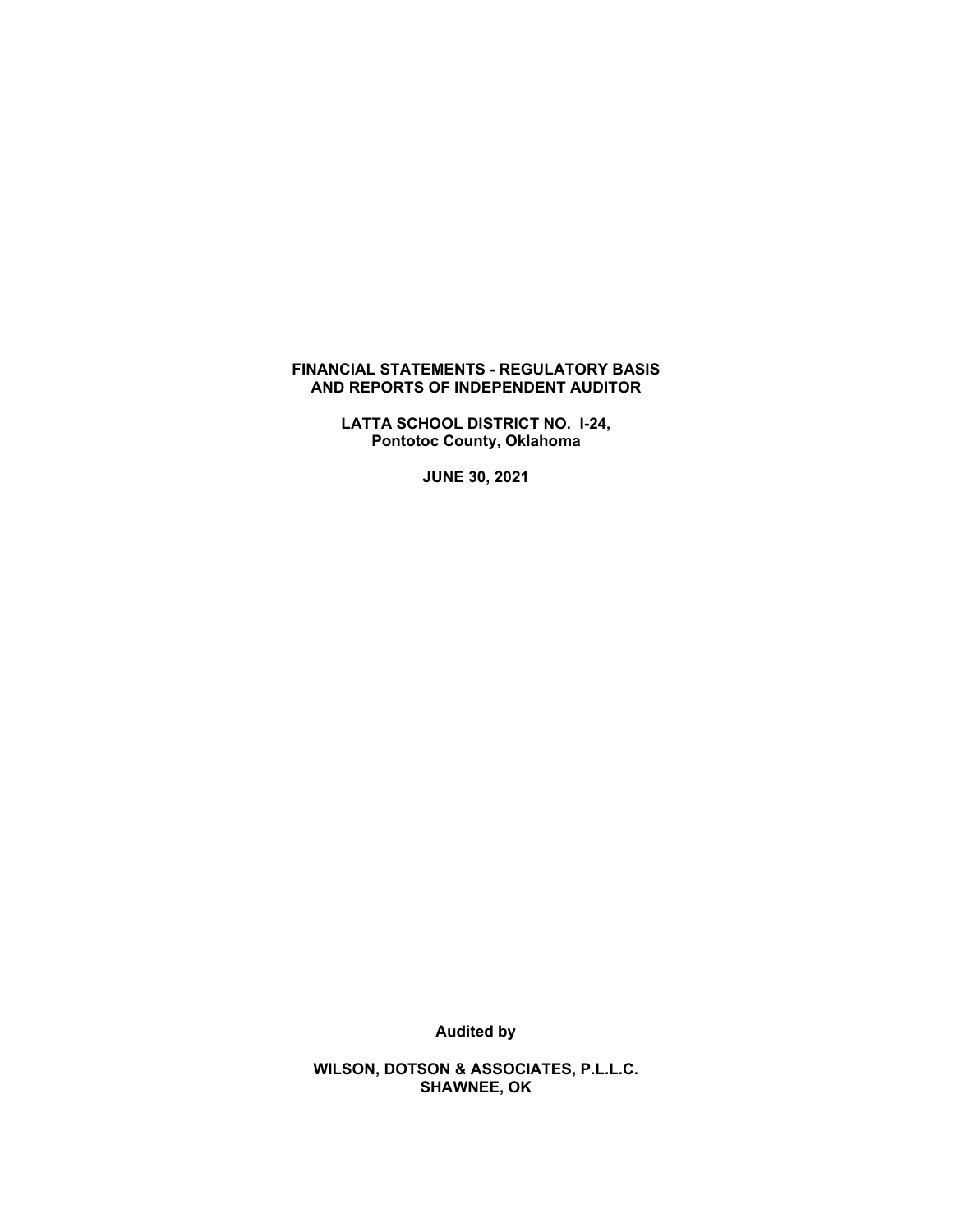**FINANCIAL STATEMENTS - REGULATORY BASIS**
**AND REPORTS OF INDEPENDENT AUDITOR**

**LATTA SCHOOL DISTRICT NO. I-24,**
**Pontotoc County, Oklahoma**

**JUNE 30, 2021**

**Audited by**

**WILSON, DOTSON & ASSOCIATES, P.L.L.C.**
**SHAWNEE, OK**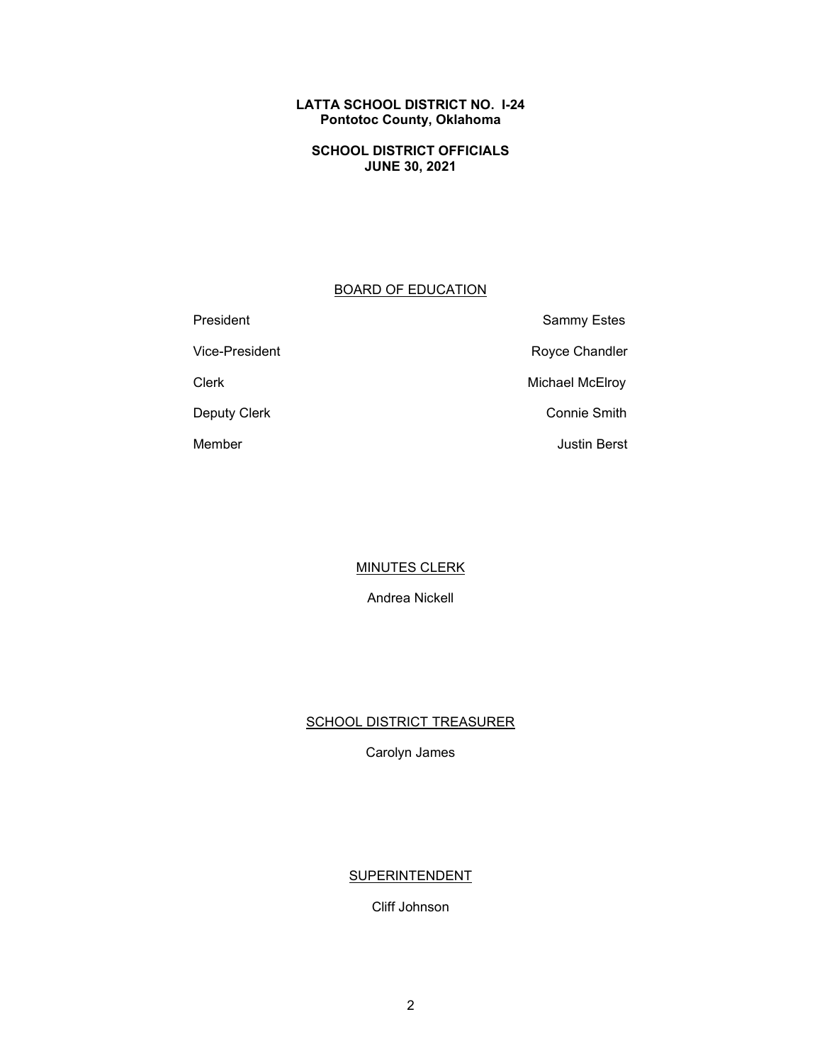**LATTA SCHOOL DISTRICT NO. I-24**
**Pontotoc County, Oklahoma**

**SCHOOL DISTRICT OFFICIALS**
**JUNE 30, 2021**

BOARD OF EDUCATION

| | |
|---|---|
| President | Sammy Estes |
| Vice-President | Royce Chandler |
| Clerk | Michael McElroy |
| Deputy Clerk | Connie Smith |
| Member | Justin Berst |

MINUTES CLERK

Andrea Nickell

SCHOOL DISTRICT TREASURER

Carolyn James

SUPERINTENDENT

Cliff Johnson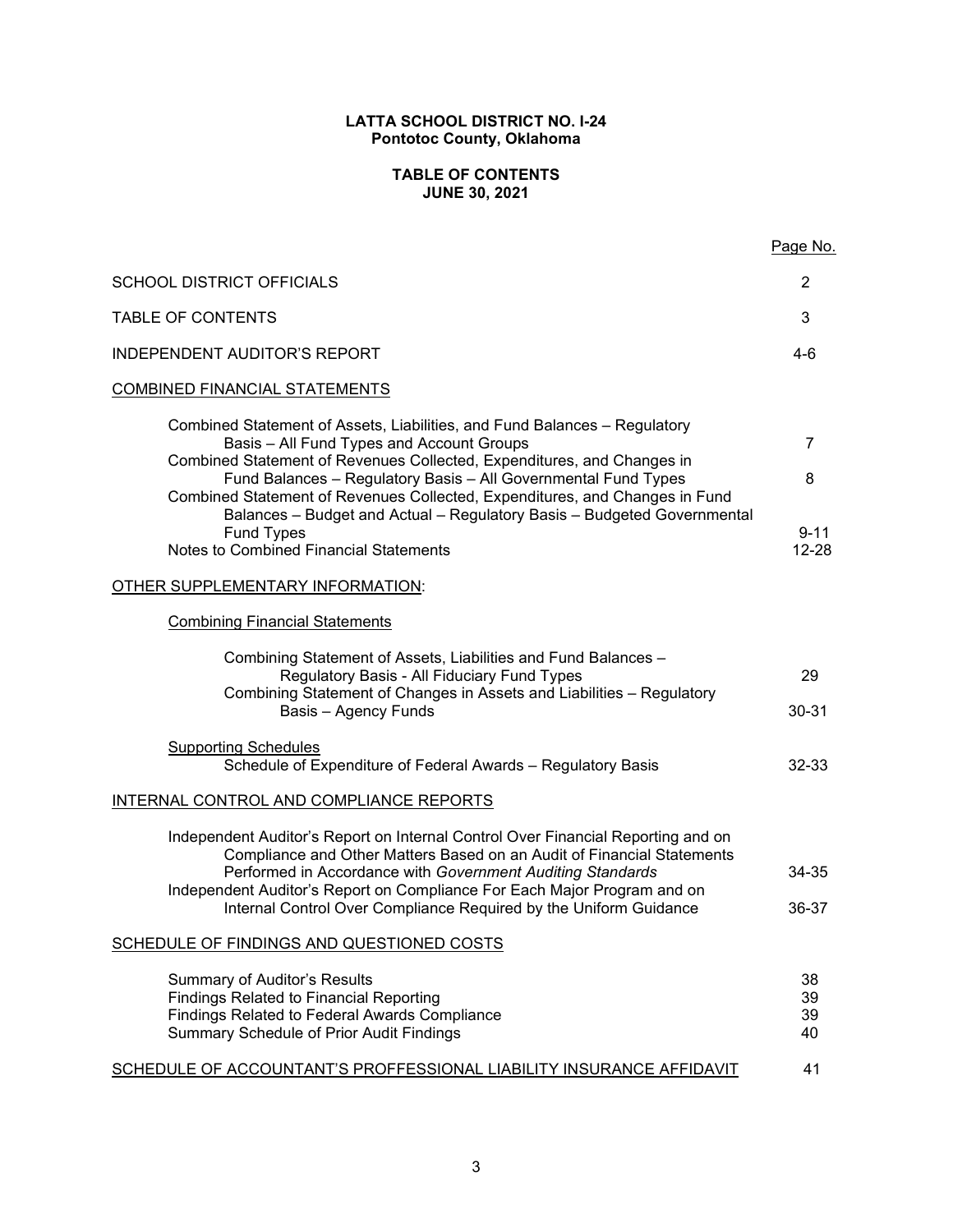**LATTA SCHOOL DISTRICT NO. I-24**
**Pontotoc County, Oklahoma**

**TABLE OF CONTENTS**
**JUNE 30, 2021**

| | Page No. |
|---|---|
| SCHOOL DISTRICT OFFICIALS | 2 |
| TABLE OF CONTENTS | 3 |
| INDEPENDENT AUDITOR'S REPORT | 4-6 |
| COMBINED FINANCIAL STATEMENTS | |
| Combined Statement of Assets, Liabilities, and Fund Balances – Regulatory Basis – All Fund Types and Account Groups | 7 |
| Combined Statement of Revenues Collected, Expenditures, and Changes in Fund Balances – Regulatory Basis – All Governmental Fund Types | 8 |
| Combined Statement of Revenues Collected, Expenditures, and Changes in Fund Balances – Budget and Actual – Regulatory Basis – Budgeted Governmental Fund Types | 9-11 |
| Notes to Combined Financial Statements | 12-28 |
| OTHER SUPPLEMENTARY INFORMATION: | |
| Combining Financial Statements | |
| Combining Statement of Assets, Liabilities and Fund Balances – Regulatory Basis - All Fiduciary Fund Types | 29 |
| Combining Statement of Changes in Assets and Liabilities – Regulatory Basis – Agency Funds | 30-31 |
| Supporting Schedules | |
| Schedule of Expenditure of Federal Awards – Regulatory Basis | 32-33 |
| INTERNAL CONTROL AND COMPLIANCE REPORTS | |
| Independent Auditor's Report on Internal Control Over Financial Reporting and on Compliance and Other Matters Based on an Audit of Financial Statements Performed in Accordance with *Government Auditing Standards* | 34-35 |
| Independent Auditor's Report on Compliance For Each Major Program and on Internal Control Over Compliance Required by the Uniform Guidance | 36-37 |
| SCHEDULE OF FINDINGS AND QUESTIONED COSTS | |
| Summary of Auditor's Results | 38 |
| Findings Related to Financial Reporting | 39 |
| Findings Related to Federal Awards Compliance | 39 |
| Summary Schedule of Prior Audit Findings | 40 |
| SCHEDULE OF ACCOUNTANT'S PROFFESSIONAL LIABILITY INSURANCE AFFIDAVIT | 41 |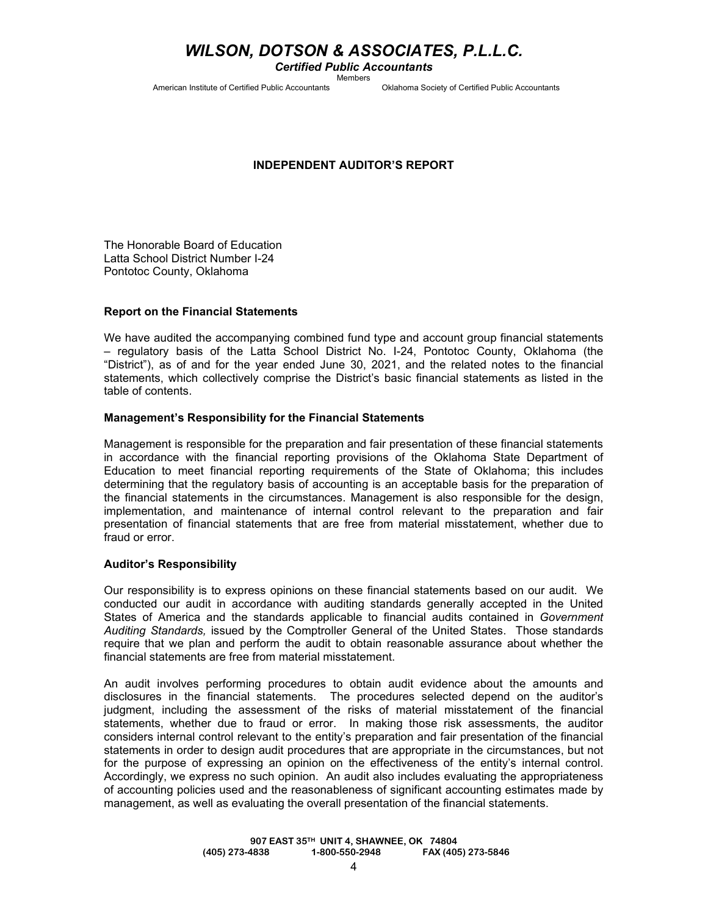# *WILSON, DOTSON & ASSOCIATES, P.L.L.C.*

***Certified Public Accountants***

Members

American Institute of Certified Public Accountants Oklahoma Society of Certified Public Accountants

## INDEPENDENT AUDITOR'S REPORT

The Honorable Board of Education
Latta School District Number I-24
Pontotoc County, Oklahoma

### Report on the Financial Statements

We have audited the accompanying combined fund type and account group financial statements – regulatory basis of the Latta School District No. I-24, Pontotoc County, Oklahoma (the "District"), as of and for the year ended June 30, 2021, and the related notes to the financial statements, which collectively comprise the District's basic financial statements as listed in the table of contents.

### Management's Responsibility for the Financial Statements

Management is responsible for the preparation and fair presentation of these financial statements in accordance with the financial reporting provisions of the Oklahoma State Department of Education to meet financial reporting requirements of the State of Oklahoma; this includes determining that the regulatory basis of accounting is an acceptable basis for the preparation of the financial statements in the circumstances. Management is also responsible for the design, implementation, and maintenance of internal control relevant to the preparation and fair presentation of financial statements that are free from material misstatement, whether due to fraud or error.

### Auditor's Responsibility

Our responsibility is to express opinions on these financial statements based on our audit. We conducted our audit in accordance with auditing standards generally accepted in the United States of America and the standards applicable to financial audits contained in *Government Auditing Standards,* issued by the Comptroller General of the United States. Those standards require that we plan and perform the audit to obtain reasonable assurance about whether the financial statements are free from material misstatement.

An audit involves performing procedures to obtain audit evidence about the amounts and disclosures in the financial statements. The procedures selected depend on the auditor's judgment, including the assessment of the risks of material misstatement of the financial statements, whether due to fraud or error. In making those risk assessments, the auditor considers internal control relevant to the entity's preparation and fair presentation of the financial statements in order to design audit procedures that are appropriate in the circumstances, but not for the purpose of expressing an opinion on the effectiveness of the entity's internal control. Accordingly, we express no such opinion. An audit also includes evaluating the appropriateness of accounting policies used and the reasonableness of significant accounting estimates made by management, as well as evaluating the overall presentation of the financial statements.

907 EAST 35TH UNIT 4, SHAWNEE, OK 74804
(405) 273-4838 1-800-550-2948 FAX (405) 273-5846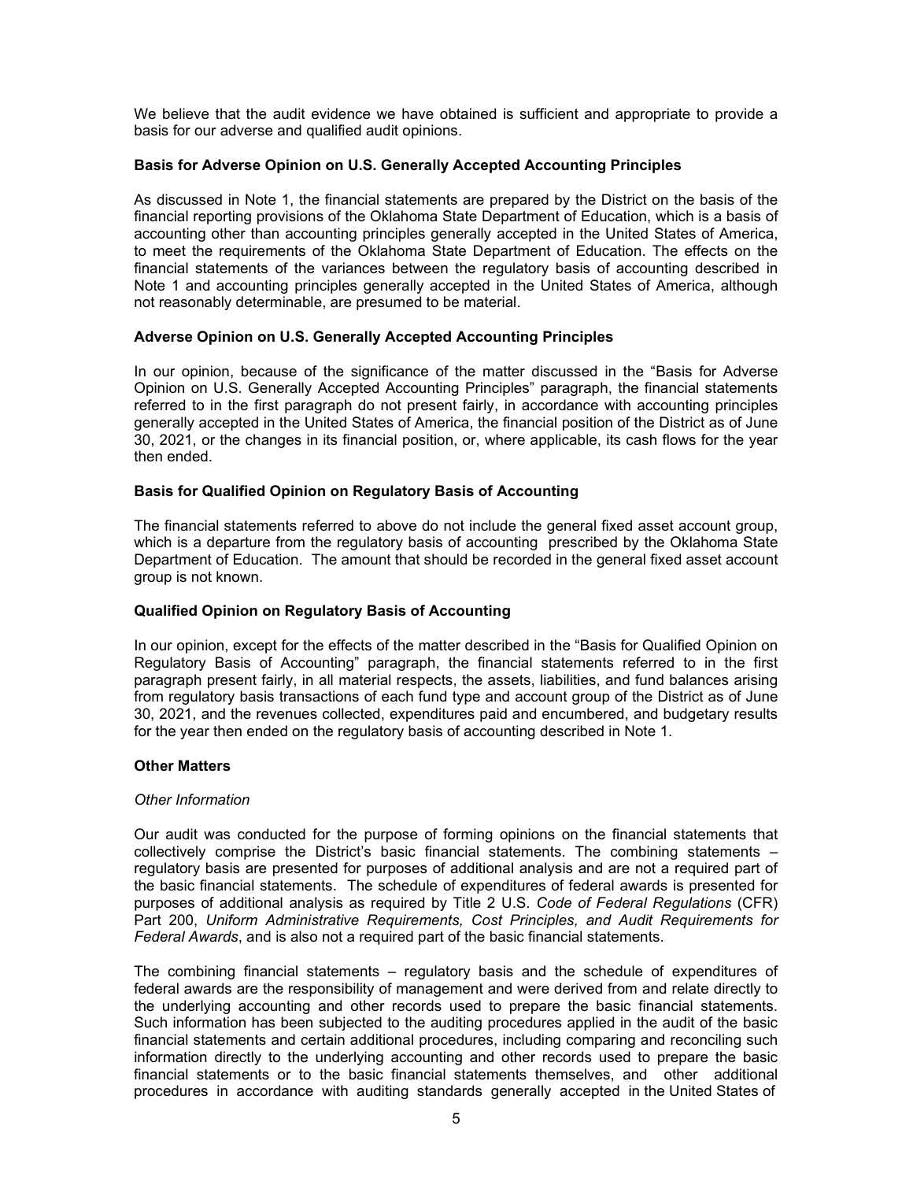We believe that the audit evidence we have obtained is sufficient and appropriate to provide a basis for our adverse and qualified audit opinions.

**Basis for Adverse Opinion on U.S. Generally Accepted Accounting Principles**

As discussed in Note 1, the financial statements are prepared by the District on the basis of the financial reporting provisions of the Oklahoma State Department of Education, which is a basis of accounting other than accounting principles generally accepted in the United States of America, to meet the requirements of the Oklahoma State Department of Education. The effects on the financial statements of the variances between the regulatory basis of accounting described in Note 1 and accounting principles generally accepted in the United States of America, although not reasonably determinable, are presumed to be material.

**Adverse Opinion on U.S. Generally Accepted Accounting Principles**

In our opinion, because of the significance of the matter discussed in the "Basis for Adverse Opinion on U.S. Generally Accepted Accounting Principles" paragraph, the financial statements referred to in the first paragraph do not present fairly, in accordance with accounting principles generally accepted in the United States of America, the financial position of the District as of June 30, 2021, or the changes in its financial position, or, where applicable, its cash flows for the year then ended.

**Basis for Qualified Opinion on Regulatory Basis of Accounting**

The financial statements referred to above do not include the general fixed asset account group, which is a departure from the regulatory basis of accounting prescribed by the Oklahoma State Department of Education. The amount that should be recorded in the general fixed asset account group is not known.

**Qualified Opinion on Regulatory Basis of Accounting**

In our opinion, except for the effects of the matter described in the "Basis for Qualified Opinion on Regulatory Basis of Accounting" paragraph, the financial statements referred to in the first paragraph present fairly, in all material respects, the assets, liabilities, and fund balances arising from regulatory basis transactions of each fund type and account group of the District as of June 30, 2021, and the revenues collected, expenditures paid and encumbered, and budgetary results for the year then ended on the regulatory basis of accounting described in Note 1.

**Other Matters**

*Other Information*

Our audit was conducted for the purpose of forming opinions on the financial statements that collectively comprise the District's basic financial statements. The combining statements – regulatory basis are presented for purposes of additional analysis and are not a required part of the basic financial statements. The schedule of expenditures of federal awards is presented for purposes of additional analysis as required by Title 2 U.S. *Code of Federal Regulations* (CFR) Part 200, *Uniform Administrative Requirements, Cost Principles, and Audit Requirements for Federal Awards*, and is also not a required part of the basic financial statements.

The combining financial statements – regulatory basis and the schedule of expenditures of federal awards are the responsibility of management and were derived from and relate directly to the underlying accounting and other records used to prepare the basic financial statements. Such information has been subjected to the auditing procedures applied in the audit of the basic financial statements and certain additional procedures, including comparing and reconciling such information directly to the underlying accounting and other records used to prepare the basic financial statements or to the basic financial statements themselves, and other additional procedures in accordance with auditing standards generally accepted in the United States of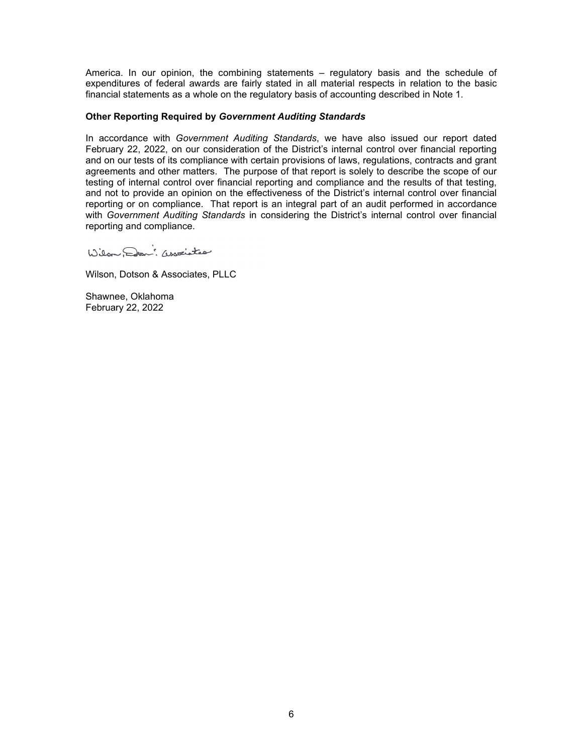America. In our opinion, the combining statements – regulatory basis and the schedule of expenditures of federal awards are fairly stated in all material respects in relation to the basic financial statements as a whole on the regulatory basis of accounting described in Note 1.

**Other Reporting Required by *Government Auditing Standards***

In accordance with *Government Auditing Standards*, we have also issued our report dated February 22, 2022, on our consideration of the District's internal control over financial reporting and on our tests of its compliance with certain provisions of laws, regulations, contracts and grant agreements and other matters. The purpose of that report is solely to describe the scope of our testing of internal control over financial reporting and compliance and the results of that testing, and not to provide an opinion on the effectiveness of the District's internal control over financial reporting or on compliance. That report is an integral part of an audit performed in accordance with *Government Auditing Standards* in considering the District's internal control over financial reporting and compliance.

Wilson, Dotson & Associates, PLLC

Shawnee, Oklahoma
February 22, 2022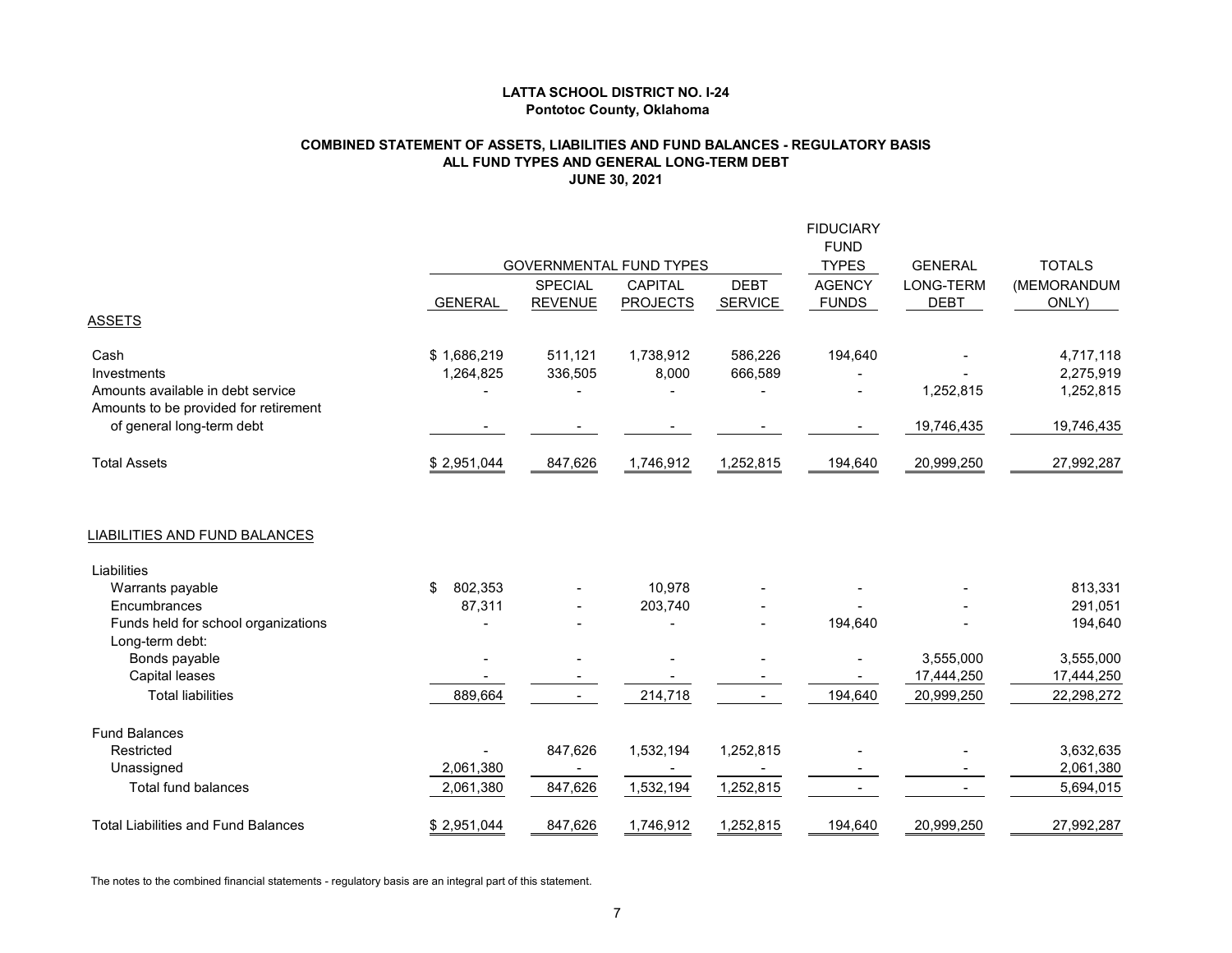**LATTA SCHOOL DISTRICT NO. I-24**
**Pontotoc County, Oklahoma**

**COMBINED STATEMENT OF ASSETS, LIABILITIES AND FUND BALANCES - REGULATORY BASIS**
**ALL FUND TYPES AND GENERAL LONG-TERM DEBT**
**JUNE 30, 2021**

| | GOVERNMENTAL FUND TYPES | | | | FIDUCIARY FUND TYPES | | |
|---|---|---|---|---|---|---|---|
| | GENERAL | SPECIAL REVENUE | CAPITAL PROJECTS | DEBT SERVICE | AGENCY FUNDS | GENERAL LONG-TERM DEBT | TOTALS (MEMORANDUM ONLY) |
| ASSETS | | | | | | | |
| Cash | $ 1,686,219 | 511,121 | 1,738,912 | 586,226 | 194,640 | - | 4,717,118 |
| Investments | 1,264,825 | 336,505 | 8,000 | 666,589 | - | - | 2,275,919 |
| Amounts available in debt service | - | - | - | - | - | 1,252,815 | 1,252,815 |
| Amounts to be provided for retirement of general long-term debt | - | - | - | - | - | 19,746,435 | 19,746,435 |
| Total Assets | $ 2,951,044 | 847,626 | 1,746,912 | 1,252,815 | 194,640 | 20,999,250 | 27,992,287 |
| LIABILITIES AND FUND BALANCES | | | | | | | |
| Liabilities | | | | | | | |
| Warrants payable | $ 802,353 | - | 10,978 | - | - | - | 813,331 |
| Encumbrances | 87,311 | - | 203,740 | - | - | - | 291,051 |
| Funds held for school organizations | - | - | - | - | 194,640 | - | 194,640 |
| Long-term debt: | | | | | | | |
| Bonds payable | - | - | - | - | - | 3,555,000 | 3,555,000 |
| Capital leases | - | - | - | - | - | 17,444,250 | 17,444,250 |
| Total liabilities | 889,664 | - | 214,718 | - | 194,640 | 20,999,250 | 22,298,272 |
| Fund Balances | | | | | | | |
| Restricted | - | 847,626 | 1,532,194 | 1,252,815 | - | - | 3,632,635 |
| Unassigned | 2,061,380 | - | - | - | - | - | 2,061,380 |
| Total fund balances | 2,061,380 | 847,626 | 1,532,194 | 1,252,815 | - | - | 5,694,015 |
| Total Liabilities and Fund Balances | $ 2,951,044 | 847,626 | 1,746,912 | 1,252,815 | 194,640 | 20,999,250 | 27,992,287 |

The notes to the combined financial statements - regulatory basis are an integral part of this statement.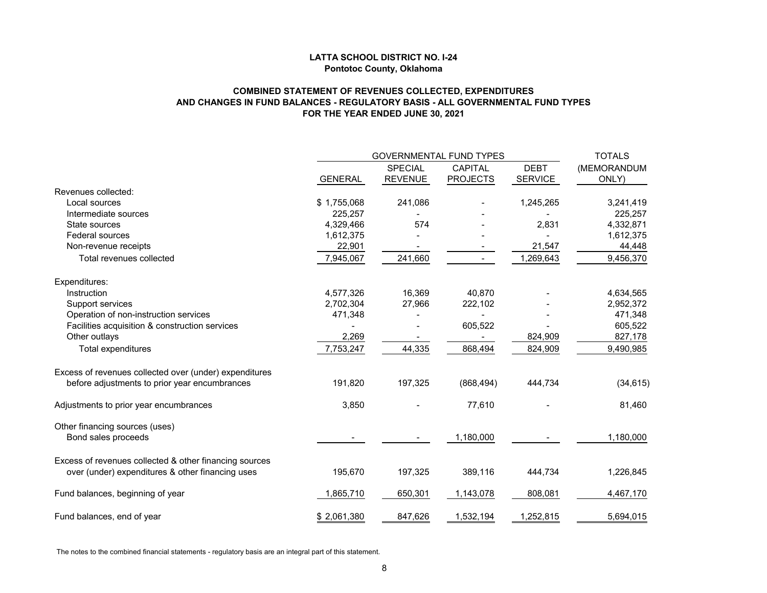**LATTA SCHOOL DISTRICT NO. I-24**
**Pontotoc County, Oklahoma**

**COMBINED STATEMENT OF REVENUES COLLECTED, EXPENDITURES AND CHANGES IN FUND BALANCES - REGULATORY BASIS - ALL GOVERNMENTAL FUND TYPES**
**FOR THE YEAR ENDED JUNE 30, 2021**

| | GOVERNMENTAL FUND TYPES | | | | TOTALS |
|---|---|---|---|---|---|
| | GENERAL | SPECIAL REVENUE | CAPITAL PROJECTS | DEBT SERVICE | (MEMORANDUM ONLY) |
| Revenues collected: | | | | | |
| Local sources | $ 1,755,068 | 241,086 | - | 1,245,265 | 3,241,419 |
| Intermediate sources | 225,257 | - | - | - | 225,257 |
| State sources | 4,329,466 | 574 | - | 2,831 | 4,332,871 |
| Federal sources | 1,612,375 | - | - | - | 1,612,375 |
| Non-revenue receipts | 22,901 | - | - | 21,547 | 44,448 |
| Total revenues collected | 7,945,067 | 241,660 | - | 1,269,643 | 9,456,370 |
| Expenditures: | | | | | |
| Instruction | 4,577,326 | 16,369 | 40,870 | - | 4,634,565 |
| Support services | 2,702,304 | 27,966 | 222,102 | - | 2,952,372 |
| Operation of non-instruction services | 471,348 | - | - | - | 471,348 |
| Facilities acquisition & construction services | - | - | 605,522 | - | 605,522 |
| Other outlays | 2,269 | - | - | 824,909 | 827,178 |
| Total expenditures | 7,753,247 | 44,335 | 868,494 | 824,909 | 9,490,985 |
| Excess of revenues collected over (under) expenditures before adjustments to prior year encumbrances | 191,820 | 197,325 | (868,494) | 444,734 | (34,615) |
| Adjustments to prior year encumbrances | 3,850 | - | 77,610 | - | 81,460 |
| Other financing sources (uses) | | | | | |
| Bond sales proceeds | - | - | 1,180,000 | - | 1,180,000 |
| Excess of revenues collected & other financing sources over (under) expenditures & other financing uses | 195,670 | 197,325 | 389,116 | 444,734 | 1,226,845 |
| Fund balances, beginning of year | 1,865,710 | 650,301 | 1,143,078 | 808,081 | 4,467,170 |
| Fund balances, end of year | $ 2,061,380 | 847,626 | 1,532,194 | 1,252,815 | 5,694,015 |

The notes to the combined financial statements - regulatory basis are an integral part of this statement.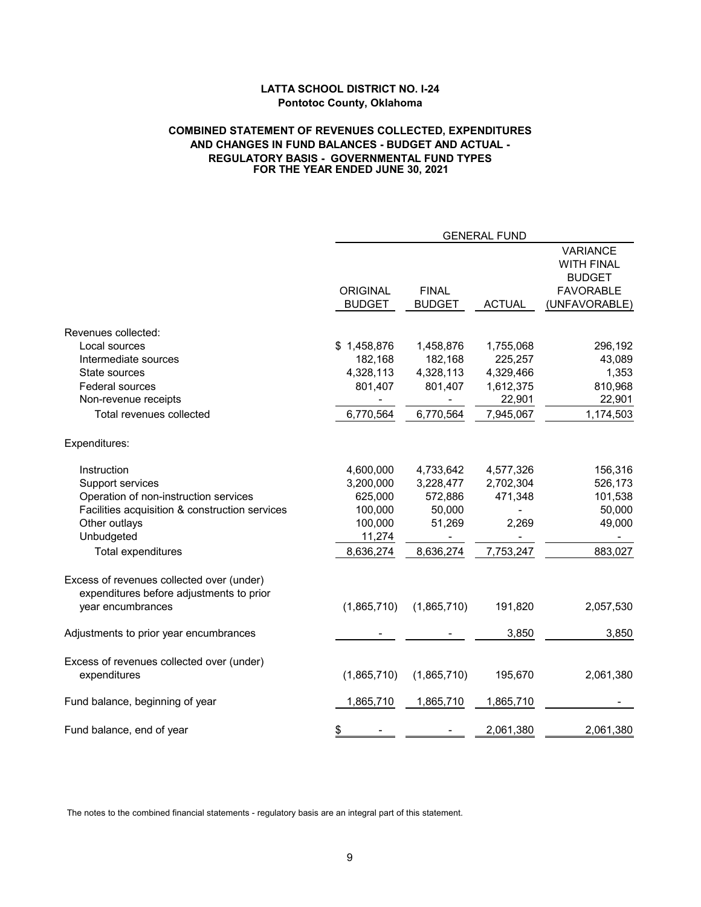**LATTA SCHOOL DISTRICT NO. I-24**
**Pontotoc County, Oklahoma**

**COMBINED STATEMENT OF REVENUES COLLECTED, EXPENDITURES AND CHANGES IN FUND BALANCES - BUDGET AND ACTUAL - REGULATORY BASIS - GOVERNMENTAL FUND TYPES FOR THE YEAR ENDED JUNE 30, 2021**

| | GENERAL FUND | | | |
|---|---|---|---|---|
| | ORIGINAL BUDGET | FINAL BUDGET | ACTUAL | VARIANCE WITH FINAL BUDGET FAVORABLE (UNFAVORABLE) |
| Revenues collected: | | | | |
| Local sources | $ 1,458,876 | 1,458,876 | 1,755,068 | 296,192 |
| Intermediate sources | 182,168 | 182,168 | 225,257 | 43,089 |
| State sources | 4,328,113 | 4,328,113 | 4,329,466 | 1,353 |
| Federal sources | 801,407 | 801,407 | 1,612,375 | 810,968 |
| Non-revenue receipts | - | - | 22,901 | 22,901 |
| Total revenues collected | 6,770,564 | 6,770,564 | 7,945,067 | 1,174,503 |
| Expenditures: | | | | |
| Instruction | 4,600,000 | 4,733,642 | 4,577,326 | 156,316 |
| Support services | 3,200,000 | 3,228,477 | 2,702,304 | 526,173 |
| Operation of non-instruction services | 625,000 | 572,886 | 471,348 | 101,538 |
| Facilities acquisition & construction services | 100,000 | 50,000 | - | 50,000 |
| Other outlays | 100,000 | 51,269 | 2,269 | 49,000 |
| Unbudgeted | 11,274 | - | - | - |
| Total expenditures | 8,636,274 | 8,636,274 | 7,753,247 | 883,027 |
| Excess of revenues collected over (under) expenditures before adjustments to prior year encumbrances | (1,865,710) | (1,865,710) | 191,820 | 2,057,530 |
| Adjustments to prior year encumbrances | - | - | 3,850 | 3,850 |
| Excess of revenues collected over (under) expenditures | (1,865,710) | (1,865,710) | 195,670 | 2,061,380 |
| Fund balance, beginning of year | 1,865,710 | 1,865,710 | 1,865,710 | - |
| Fund balance, end of year | $ - | - | 2,061,380 | 2,061,380 |

The notes to the combined financial statements - regulatory basis are an integral part of this statement.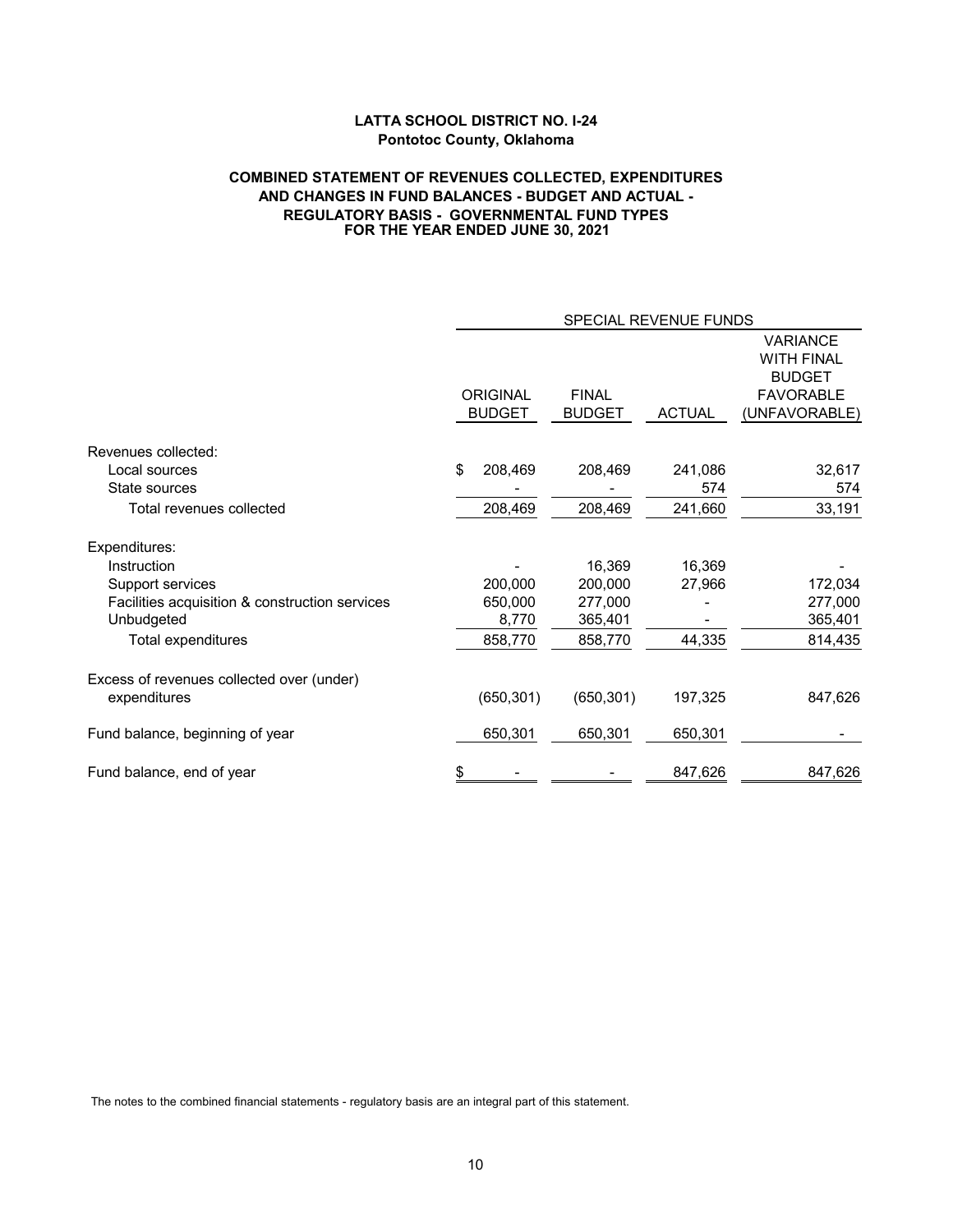**LATTA SCHOOL DISTRICT NO. I-24**
**Pontotoc County, Oklahoma**

**COMBINED STATEMENT OF REVENUES COLLECTED, EXPENDITURES AND CHANGES IN FUND BALANCES - BUDGET AND ACTUAL - REGULATORY BASIS - GOVERNMENTAL FUND TYPES FOR THE YEAR ENDED JUNE 30, 2021**

| | SPECIAL REVENUE FUNDS | | | |
|---|---|---|---|---|
| | ORIGINAL BUDGET | FINAL BUDGET | ACTUAL | VARIANCE WITH FINAL BUDGET FAVORABLE (UNFAVORABLE) |
| Revenues collected: | | | | |
| Local sources | $ 208,469 | 208,469 | 241,086 | 32,617 |
| State sources | - | - | 574 | 574 |
| Total revenues collected | 208,469 | 208,469 | 241,660 | 33,191 |
| Expenditures: | | | | |
| Instruction | - | 16,369 | 16,369 | - |
| Support services | 200,000 | 200,000 | 27,966 | 172,034 |
| Facilities acquisition & construction services | 650,000 | 277,000 | - | 277,000 |
| Unbudgeted | 8,770 | 365,401 | - | 365,401 |
| Total expenditures | 858,770 | 858,770 | 44,335 | 814,435 |
| Excess of revenues collected over (under) expenditures | (650,301) | (650,301) | 197,325 | 847,626 |
| Fund balance, beginning of year | 650,301 | 650,301 | 650,301 | - |
| Fund balance, end of year | $ - | - | 847,626 | 847,626 |

The notes to the combined financial statements - regulatory basis are an integral part of this statement.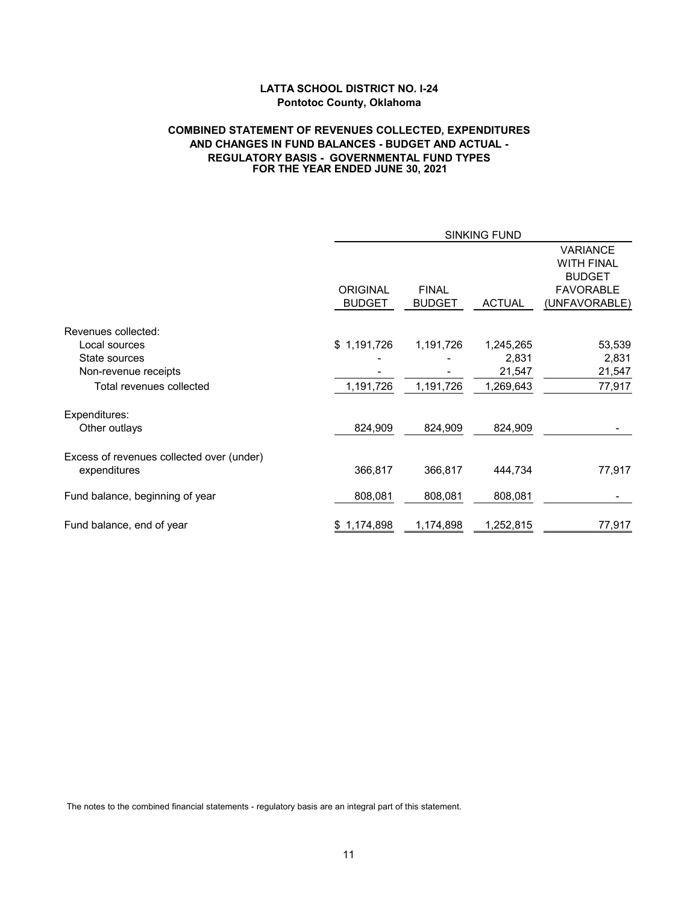**LATTA SCHOOL DISTRICT NO. I-24**
**Pontotoc County, Oklahoma**

**COMBINED STATEMENT OF REVENUES COLLECTED, EXPENDITURES AND CHANGES IN FUND BALANCES - BUDGET AND ACTUAL - REGULATORY BASIS - GOVERNMENTAL FUND TYPES**
**FOR THE YEAR ENDED JUNE 30, 2021**

| | SINKING FUND | | | |
|---|---|---|---|---|
| | ORIGINAL BUDGET | FINAL BUDGET | ACTUAL | VARIANCE WITH FINAL BUDGET FAVORABLE (UNFAVORABLE) |
| Revenues collected: | | | | |
| Local sources | $ 1,191,726 | 1,191,726 | 1,245,265 | 53,539 |
| State sources | - | - | 2,831 | 2,831 |
| Non-revenue receipts | - | - | 21,547 | 21,547 |
| Total revenues collected | 1,191,726 | 1,191,726 | 1,269,643 | 77,917 |
| Expenditures: | | | | |
| Other outlays | 824,909 | 824,909 | 824,909 | - |
| Excess of revenues collected over (under) expenditures | 366,817 | 366,817 | 444,734 | 77,917 |
| Fund balance, beginning of year | 808,081 | 808,081 | 808,081 | - |
| Fund balance, end of year | $ 1,174,898 | 1,174,898 | 1,252,815 | 77,917 |

The notes to the combined financial statements - regulatory basis are an integral part of this statement.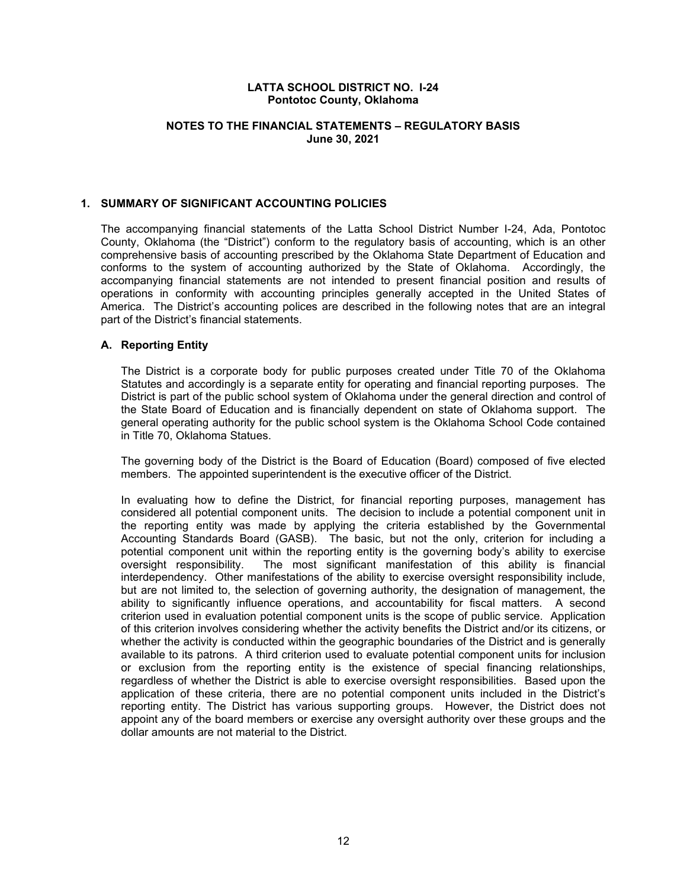**LATTA SCHOOL DISTRICT NO. I-24**
**Pontotoc County, Oklahoma**

**NOTES TO THE FINANCIAL STATEMENTS – REGULATORY BASIS**
**June 30, 2021**

## 1. SUMMARY OF SIGNIFICANT ACCOUNTING POLICIES

The accompanying financial statements of the Latta School District Number I-24, Ada, Pontotoc County, Oklahoma (the "District") conform to the regulatory basis of accounting, which is an other comprehensive basis of accounting prescribed by the Oklahoma State Department of Education and conforms to the system of accounting authorized by the State of Oklahoma. Accordingly, the accompanying financial statements are not intended to present financial position and results of operations in conformity with accounting principles generally accepted in the United States of America. The District's accounting polices are described in the following notes that are an integral part of the District's financial statements.

### A. Reporting Entity

The District is a corporate body for public purposes created under Title 70 of the Oklahoma Statutes and accordingly is a separate entity for operating and financial reporting purposes. The District is part of the public school system of Oklahoma under the general direction and control of the State Board of Education and is financially dependent on state of Oklahoma support. The general operating authority for the public school system is the Oklahoma School Code contained in Title 70, Oklahoma Statues.

The governing body of the District is the Board of Education (Board) composed of five elected members. The appointed superintendent is the executive officer of the District.

In evaluating how to define the District, for financial reporting purposes, management has considered all potential component units. The decision to include a potential component unit in the reporting entity was made by applying the criteria established by the Governmental Accounting Standards Board (GASB). The basic, but not the only, criterion for including a potential component unit within the reporting entity is the governing body's ability to exercise oversight responsibility. The most significant manifestation of this ability is financial interdependency. Other manifestations of the ability to exercise oversight responsibility include, but are not limited to, the selection of governing authority, the designation of management, the ability to significantly influence operations, and accountability for fiscal matters. A second criterion used in evaluation potential component units is the scope of public service. Application of this criterion involves considering whether the activity benefits the District and/or its citizens, or whether the activity is conducted within the geographic boundaries of the District and is generally available to its patrons. A third criterion used to evaluate potential component units for inclusion or exclusion from the reporting entity is the existence of special financing relationships, regardless of whether the District is able to exercise oversight responsibilities. Based upon the application of these criteria, there are no potential component units included in the District's reporting entity. The District has various supporting groups. However, the District does not appoint any of the board members or exercise any oversight authority over these groups and the dollar amounts are not material to the District.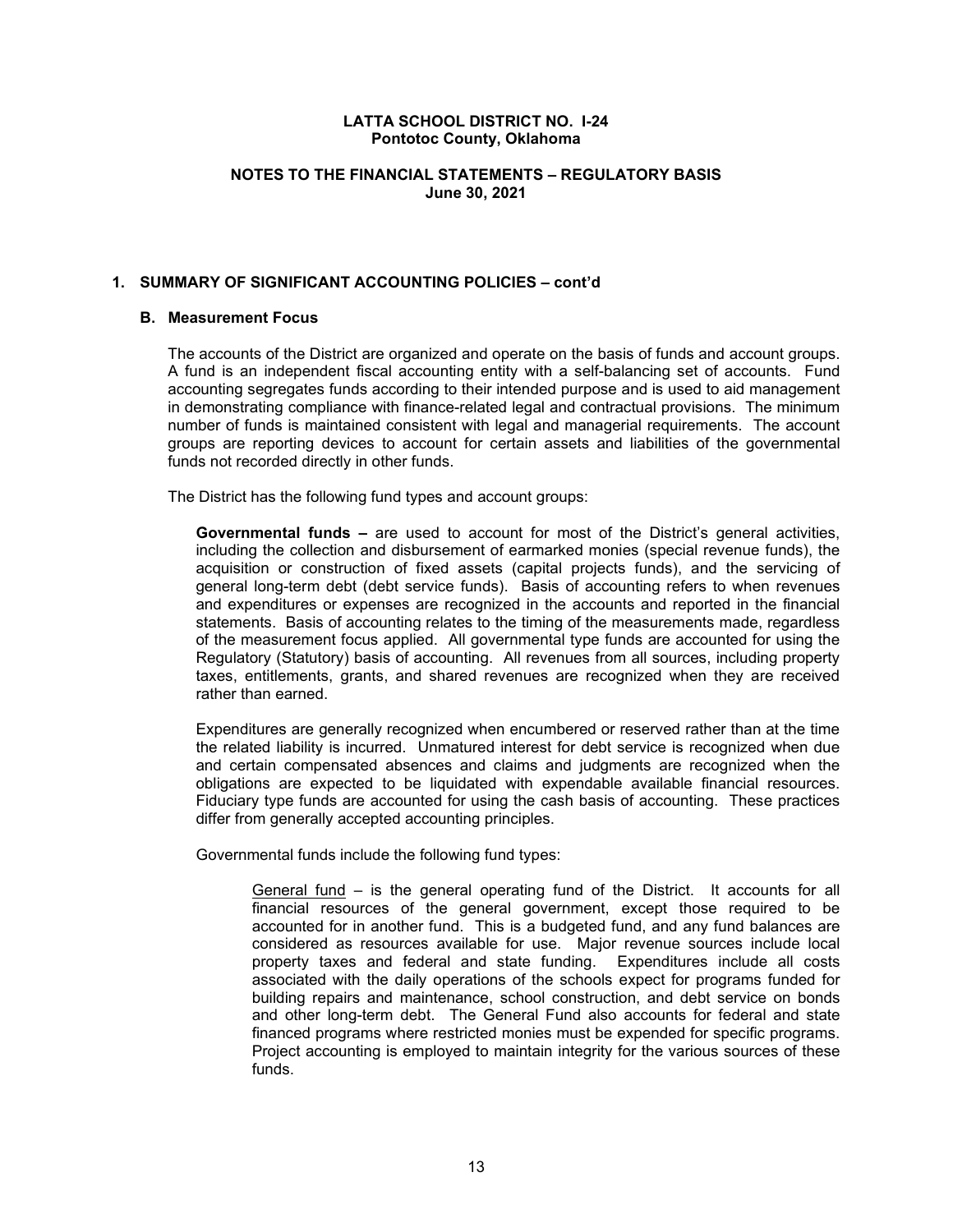**LATTA SCHOOL DISTRICT NO. I-24**
**Pontotoc County, Oklahoma**

**NOTES TO THE FINANCIAL STATEMENTS – REGULATORY BASIS**
**June 30, 2021**

## 1. SUMMARY OF SIGNIFICANT ACCOUNTING POLICIES – cont'd

### B. Measurement Focus

The accounts of the District are organized and operate on the basis of funds and account groups. A fund is an independent fiscal accounting entity with a self-balancing set of accounts. Fund accounting segregates funds according to their intended purpose and is used to aid management in demonstrating compliance with finance-related legal and contractual provisions. The minimum number of funds is maintained consistent with legal and managerial requirements. The account groups are reporting devices to account for certain assets and liabilities of the governmental funds not recorded directly in other funds.

The District has the following fund types and account groups:

**Governmental funds –** are used to account for most of the District's general activities, including the collection and disbursement of earmarked monies (special revenue funds), the acquisition or construction of fixed assets (capital projects funds), and the servicing of general long-term debt (debt service funds). Basis of accounting refers to when revenues and expenditures or expenses are recognized in the accounts and reported in the financial statements. Basis of accounting relates to the timing of the measurements made, regardless of the measurement focus applied. All governmental type funds are accounted for using the Regulatory (Statutory) basis of accounting. All revenues from all sources, including property taxes, entitlements, grants, and shared revenues are recognized when they are received rather than earned.

Expenditures are generally recognized when encumbered or reserved rather than at the time the related liability is incurred. Unmatured interest for debt service is recognized when due and certain compensated absences and claims and judgments are recognized when the obligations are expected to be liquidated with expendable available financial resources. Fiduciary type funds are accounted for using the cash basis of accounting. These practices differ from generally accepted accounting principles.

Governmental funds include the following fund types:

General fund – is the general operating fund of the District. It accounts for all financial resources of the general government, except those required to be accounted for in another fund. This is a budgeted fund, and any fund balances are considered as resources available for use. Major revenue sources include local property taxes and federal and state funding. Expenditures include all costs associated with the daily operations of the schools expect for programs funded for building repairs and maintenance, school construction, and debt service on bonds and other long-term debt. The General Fund also accounts for federal and state financed programs where restricted monies must be expended for specific programs. Project accounting is employed to maintain integrity for the various sources of these funds.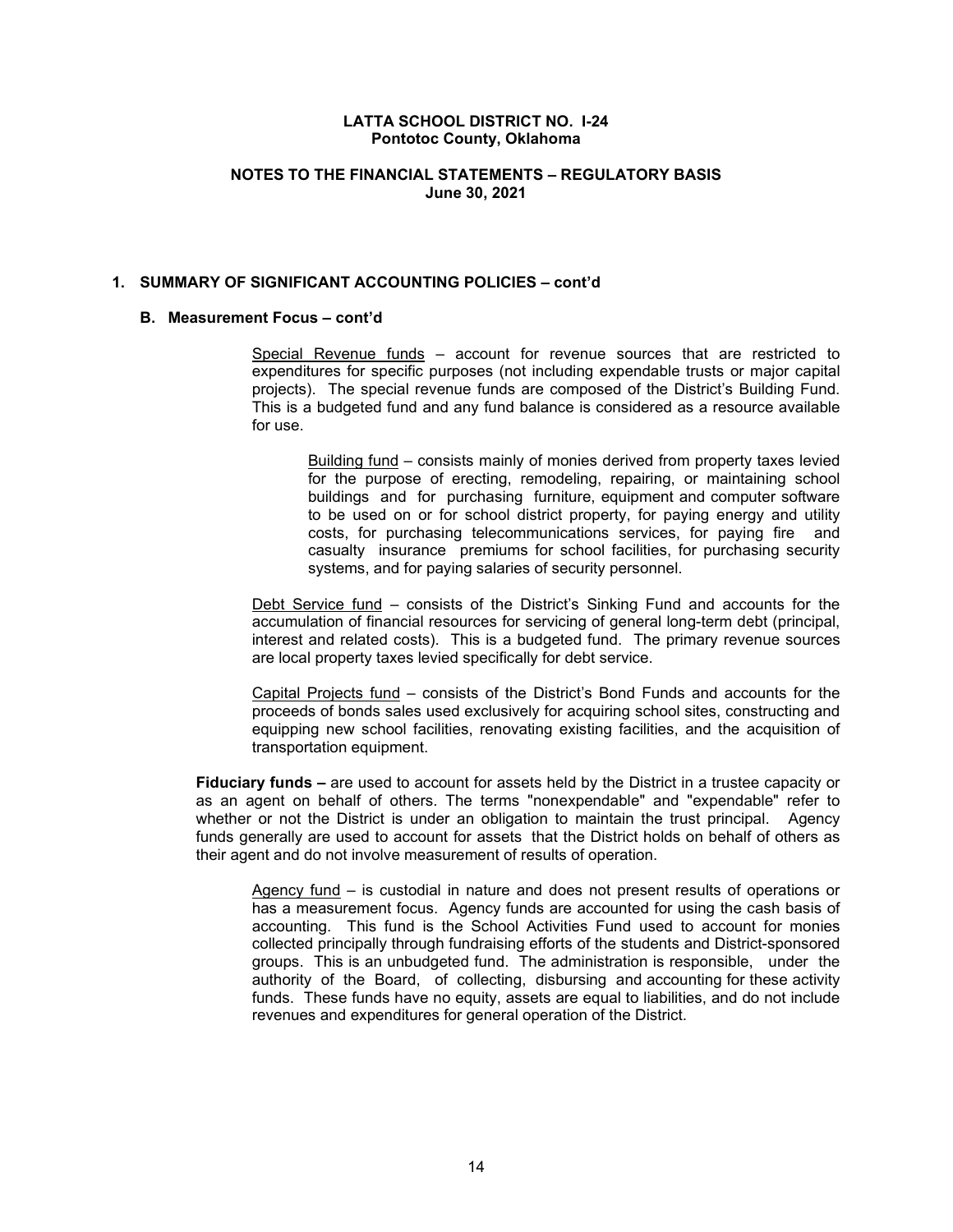# LATTA SCHOOL DISTRICT NO. I-24
## Pontotoc County, Oklahoma

## NOTES TO THE FINANCIAL STATEMENTS – REGULATORY BASIS
### June 30, 2021

### 1. SUMMARY OF SIGNIFICANT ACCOUNTING POLICIES – cont'd

#### B. Measurement Focus – cont'd

Special Revenue funds – account for revenue sources that are restricted to expenditures for specific purposes (not including expendable trusts or major capital projects). The special revenue funds are composed of the District's Building Fund. This is a budgeted fund and any fund balance is considered as a resource available for use.

Building fund – consists mainly of monies derived from property taxes levied for the purpose of erecting, remodeling, repairing, or maintaining school buildings and for purchasing furniture, equipment and computer software to be used on or for school district property, for paying energy and utility costs, for purchasing telecommunications services, for paying fire and casualty insurance premiums for school facilities, for purchasing security systems, and for paying salaries of security personnel.

Debt Service fund – consists of the District's Sinking Fund and accounts for the accumulation of financial resources for servicing of general long-term debt (principal, interest and related costs). This is a budgeted fund. The primary revenue sources are local property taxes levied specifically for debt service.

Capital Projects fund – consists of the District's Bond Funds and accounts for the proceeds of bonds sales used exclusively for acquiring school sites, constructing and equipping new school facilities, renovating existing facilities, and the acquisition of transportation equipment.

**Fiduciary funds –** are used to account for assets held by the District in a trustee capacity or as an agent on behalf of others. The terms "nonexpendable" and "expendable" refer to whether or not the District is under an obligation to maintain the trust principal. Agency funds generally are used to account for assets that the District holds on behalf of others as their agent and do not involve measurement of results of operation.

Agency fund – is custodial in nature and does not present results of operations or has a measurement focus. Agency funds are accounted for using the cash basis of accounting. This fund is the School Activities Fund used to account for monies collected principally through fundraising efforts of the students and District-sponsored groups. This is an unbudgeted fund. The administration is responsible, under the authority of the Board, of collecting, disbursing and accounting for these activity funds. These funds have no equity, assets are equal to liabilities, and do not include revenues and expenditures for general operation of the District.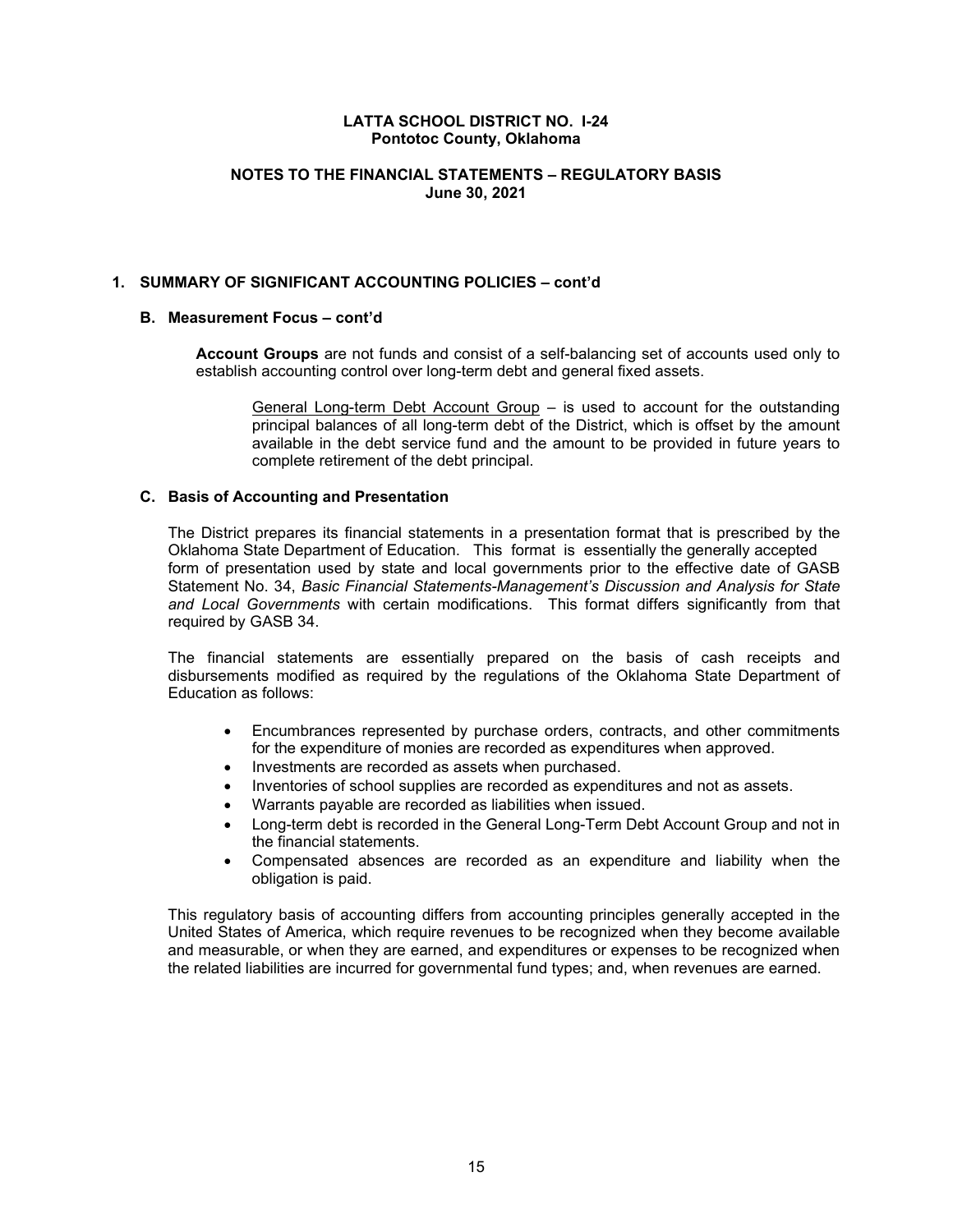**LATTA SCHOOL DISTRICT NO. I-24**
**Pontotoc County, Oklahoma**

**NOTES TO THE FINANCIAL STATEMENTS – REGULATORY BASIS**
**June 30, 2021**

## 1. SUMMARY OF SIGNIFICANT ACCOUNTING POLICIES – cont'd

### B. Measurement Focus – cont'd

**Account Groups** are not funds and consist of a self-balancing set of accounts used only to establish accounting control over long-term debt and general fixed assets.

General Long-term Debt Account Group – is used to account for the outstanding principal balances of all long-term debt of the District, which is offset by the amount available in the debt service fund and the amount to be provided in future years to complete retirement of the debt principal.

### C. Basis of Accounting and Presentation

The District prepares its financial statements in a presentation format that is prescribed by the Oklahoma State Department of Education. This format is essentially the generally accepted form of presentation used by state and local governments prior to the effective date of GASB Statement No. 34, *Basic Financial Statements-Management's Discussion and Analysis for State and Local Governments* with certain modifications. This format differs significantly from that required by GASB 34.

The financial statements are essentially prepared on the basis of cash receipts and disbursements modified as required by the regulations of the Oklahoma State Department of Education as follows:

- Encumbrances represented by purchase orders, contracts, and other commitments for the expenditure of monies are recorded as expenditures when approved.
- Investments are recorded as assets when purchased.
- Inventories of school supplies are recorded as expenditures and not as assets.
- Warrants payable are recorded as liabilities when issued.
- Long-term debt is recorded in the General Long-Term Debt Account Group and not in the financial statements.
- Compensated absences are recorded as an expenditure and liability when the obligation is paid.

This regulatory basis of accounting differs from accounting principles generally accepted in the United States of America, which require revenues to be recognized when they become available and measurable, or when they are earned, and expenditures or expenses to be recognized when the related liabilities are incurred for governmental fund types; and, when revenues are earned.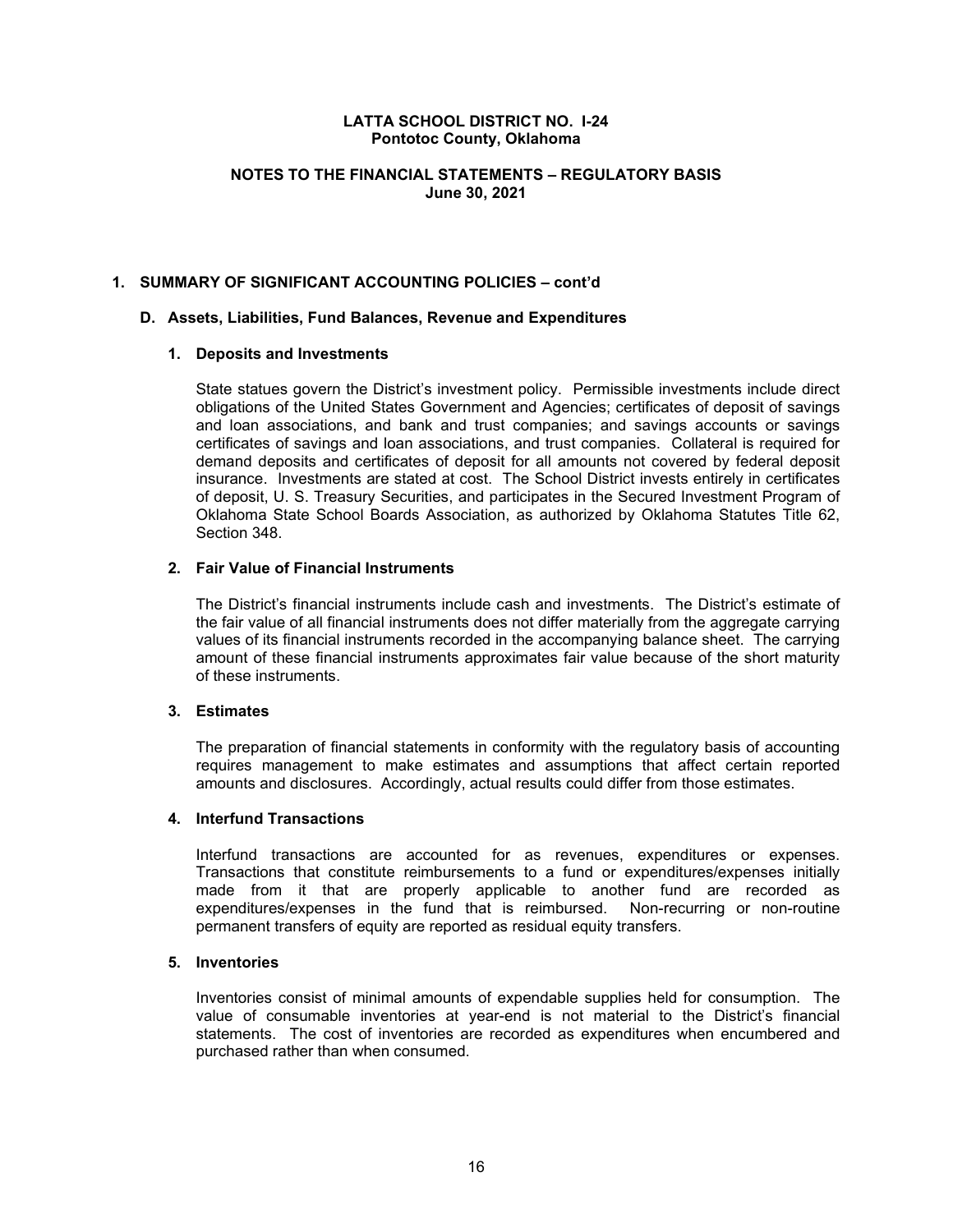**LATTA SCHOOL DISTRICT NO. I-24**
**Pontotoc County, Oklahoma**

**NOTES TO THE FINANCIAL STATEMENTS – REGULATORY BASIS**
**June 30, 2021**

## 1. SUMMARY OF SIGNIFICANT ACCOUNTING POLICIES – cont'd

### D. Assets, Liabilities, Fund Balances, Revenue and Expenditures

#### 1. Deposits and Investments

State statues govern the District's investment policy. Permissible investments include direct obligations of the United States Government and Agencies; certificates of deposit of savings and loan associations, and bank and trust companies; and savings accounts or savings certificates of savings and loan associations, and trust companies. Collateral is required for demand deposits and certificates of deposit for all amounts not covered by federal deposit insurance. Investments are stated at cost. The School District invests entirely in certificates of deposit, U. S. Treasury Securities, and participates in the Secured Investment Program of Oklahoma State School Boards Association, as authorized by Oklahoma Statutes Title 62, Section 348.

#### 2. Fair Value of Financial Instruments

The District's financial instruments include cash and investments. The District's estimate of the fair value of all financial instruments does not differ materially from the aggregate carrying values of its financial instruments recorded in the accompanying balance sheet. The carrying amount of these financial instruments approximates fair value because of the short maturity of these instruments.

#### 3. Estimates

The preparation of financial statements in conformity with the regulatory basis of accounting requires management to make estimates and assumptions that affect certain reported amounts and disclosures. Accordingly, actual results could differ from those estimates.

#### 4. Interfund Transactions

Interfund transactions are accounted for as revenues, expenditures or expenses. Transactions that constitute reimbursements to a fund or expenditures/expenses initially made from it that are properly applicable to another fund are recorded as expenditures/expenses in the fund that is reimbursed. Non-recurring or non-routine permanent transfers of equity are reported as residual equity transfers.

#### 5. Inventories

Inventories consist of minimal amounts of expendable supplies held for consumption. The value of consumable inventories at year-end is not material to the District's financial statements. The cost of inventories are recorded as expenditures when encumbered and purchased rather than when consumed.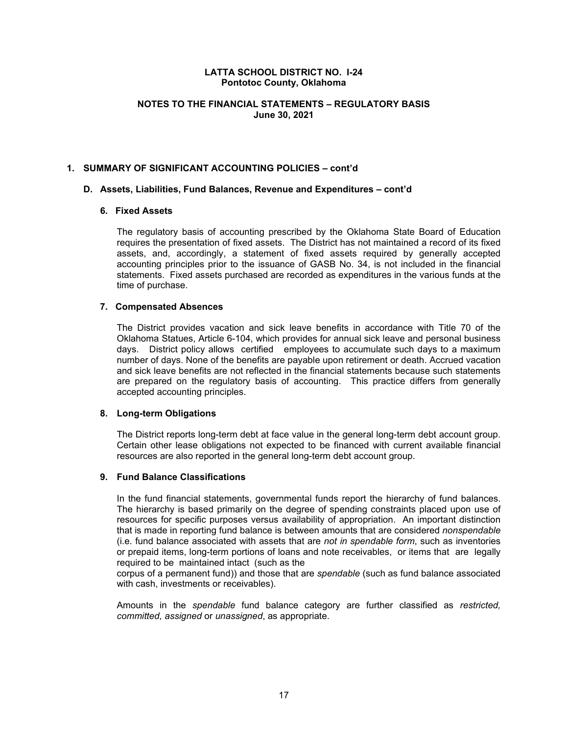**LATTA SCHOOL DISTRICT NO. I-24**
**Pontotoc County, Oklahoma**

**NOTES TO THE FINANCIAL STATEMENTS – REGULATORY BASIS**
**June 30, 2021**

## 1. SUMMARY OF SIGNIFICANT ACCOUNTING POLICIES – cont'd

### D. Assets, Liabilities, Fund Balances, Revenue and Expenditures – cont'd

#### 6. Fixed Assets

The regulatory basis of accounting prescribed by the Oklahoma State Board of Education requires the presentation of fixed assets. The District has not maintained a record of its fixed assets, and, accordingly, a statement of fixed assets required by generally accepted accounting principles prior to the issuance of GASB No. 34, is not included in the financial statements. Fixed assets purchased are recorded as expenditures in the various funds at the time of purchase.

#### 7. Compensated Absences

The District provides vacation and sick leave benefits in accordance with Title 70 of the Oklahoma Statues, Article 6-104, which provides for annual sick leave and personal business days. District policy allows certified employees to accumulate such days to a maximum number of days. None of the benefits are payable upon retirement or death. Accrued vacation and sick leave benefits are not reflected in the financial statements because such statements are prepared on the regulatory basis of accounting. This practice differs from generally accepted accounting principles.

#### 8. Long-term Obligations

The District reports long-term debt at face value in the general long-term debt account group. Certain other lease obligations not expected to be financed with current available financial resources are also reported in the general long-term debt account group.

#### 9. Fund Balance Classifications

In the fund financial statements, governmental funds report the hierarchy of fund balances. The hierarchy is based primarily on the degree of spending constraints placed upon use of resources for specific purposes versus availability of appropriation. An important distinction that is made in reporting fund balance is between amounts that are considered *nonspendable* (i.e. fund balance associated with assets that are *not in spendable form*, such as inventories or prepaid items, long-term portions of loans and note receivables, or items that are legally required to be maintained intact (such as the corpus of a permanent fund)) and those that are *spendable* (such as fund balance associated with cash, investments or receivables).

Amounts in the *spendable* fund balance category are further classified as *restricted, committed, assigned* or *unassigned*, as appropriate.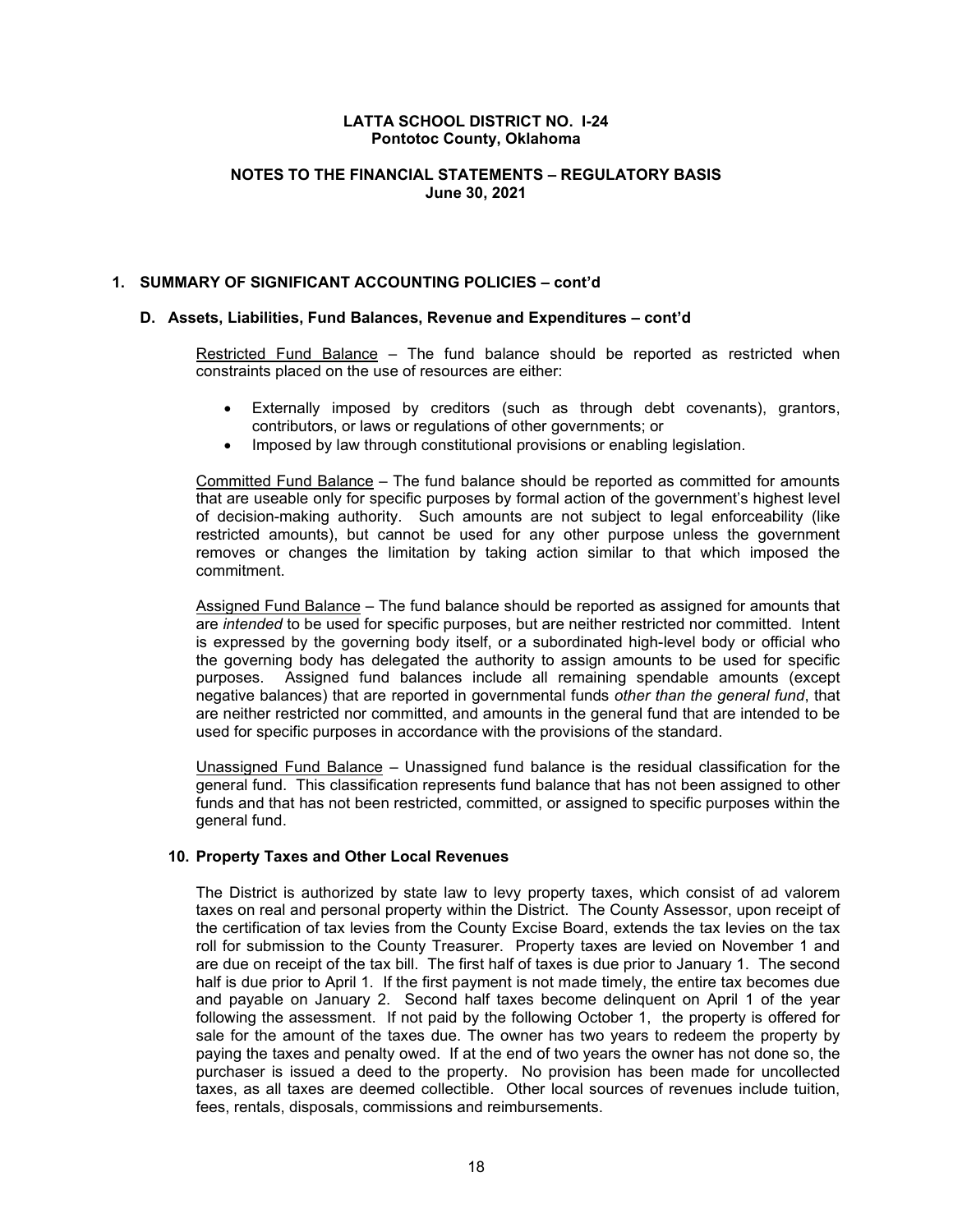**LATTA SCHOOL DISTRICT NO. I-24**
**Pontotoc County, Oklahoma**

**NOTES TO THE FINANCIAL STATEMENTS – REGULATORY BASIS**
**June 30, 2021**

## 1. SUMMARY OF SIGNIFICANT ACCOUNTING POLICIES – cont'd

### D. Assets, Liabilities, Fund Balances, Revenue and Expenditures – cont'd

Restricted Fund Balance – The fund balance should be reported as restricted when constraints placed on the use of resources are either:

- Externally imposed by creditors (such as through debt covenants), grantors, contributors, or laws or regulations of other governments; or
- Imposed by law through constitutional provisions or enabling legislation.

Committed Fund Balance – The fund balance should be reported as committed for amounts that are useable only for specific purposes by formal action of the government's highest level of decision-making authority. Such amounts are not subject to legal enforceability (like restricted amounts), but cannot be used for any other purpose unless the government removes or changes the limitation by taking action similar to that which imposed the commitment.

Assigned Fund Balance – The fund balance should be reported as assigned for amounts that are *intended* to be used for specific purposes, but are neither restricted nor committed. Intent is expressed by the governing body itself, or a subordinated high-level body or official who the governing body has delegated the authority to assign amounts to be used for specific purposes. Assigned fund balances include all remaining spendable amounts (except negative balances) that are reported in governmental funds *other than the general fund*, that are neither restricted nor committed, and amounts in the general fund that are intended to be used for specific purposes in accordance with the provisions of the standard.

Unassigned Fund Balance – Unassigned fund balance is the residual classification for the general fund. This classification represents fund balance that has not been assigned to other funds and that has not been restricted, committed, or assigned to specific purposes within the general fund.

#### 10. Property Taxes and Other Local Revenues

The District is authorized by state law to levy property taxes, which consist of ad valorem taxes on real and personal property within the District. The County Assessor, upon receipt of the certification of tax levies from the County Excise Board, extends the tax levies on the tax roll for submission to the County Treasurer. Property taxes are levied on November 1 and are due on receipt of the tax bill. The first half of taxes is due prior to January 1. The second half is due prior to April 1. If the first payment is not made timely, the entire tax becomes due and payable on January 2. Second half taxes become delinquent on April 1 of the year following the assessment. If not paid by the following October 1, the property is offered for sale for the amount of the taxes due. The owner has two years to redeem the property by paying the taxes and penalty owed. If at the end of two years the owner has not done so, the purchaser is issued a deed to the property. No provision has been made for uncollected taxes, as all taxes are deemed collectible. Other local sources of revenues include tuition, fees, rentals, disposals, commissions and reimbursements.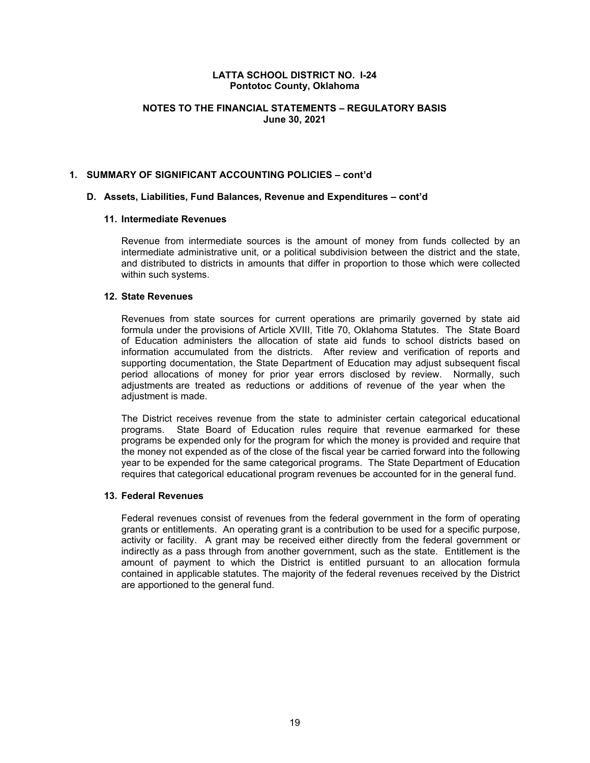# LATTA SCHOOL DISTRICT NO. I-24
## Pontotoc County, Oklahoma

## NOTES TO THE FINANCIAL STATEMENTS – REGULATORY BASIS
### June 30, 2021

### 1. SUMMARY OF SIGNIFICANT ACCOUNTING POLICIES – cont'd

#### D. Assets, Liabilities, Fund Balances, Revenue and Expenditures – cont'd

##### 11. Intermediate Revenues

Revenue from intermediate sources is the amount of money from funds collected by an intermediate administrative unit, or a political subdivision between the district and the state, and distributed to districts in amounts that differ in proportion to those which were collected within such systems.

##### 12. State Revenues

Revenues from state sources for current operations are primarily governed by state aid formula under the provisions of Article XVIII, Title 70, Oklahoma Statutes. The State Board of Education administers the allocation of state aid funds to school districts based on information accumulated from the districts. After review and verification of reports and supporting documentation, the State Department of Education may adjust subsequent fiscal period allocations of money for prior year errors disclosed by review. Normally, such adjustments are treated as reductions or additions of revenue of the year when the adjustment is made.

The District receives revenue from the state to administer certain categorical educational programs. State Board of Education rules require that revenue earmarked for these programs be expended only for the program for which the money is provided and require that the money not expended as of the close of the fiscal year be carried forward into the following year to be expended for the same categorical programs. The State Department of Education requires that categorical educational program revenues be accounted for in the general fund.

##### 13. Federal Revenues

Federal revenues consist of revenues from the federal government in the form of operating grants or entitlements. An operating grant is a contribution to be used for a specific purpose, activity or facility. A grant may be received either directly from the federal government or indirectly as a pass through from another government, such as the state. Entitlement is the amount of payment to which the District is entitled pursuant to an allocation formula contained in applicable statutes. The majority of the federal revenues received by the District are apportioned to the general fund.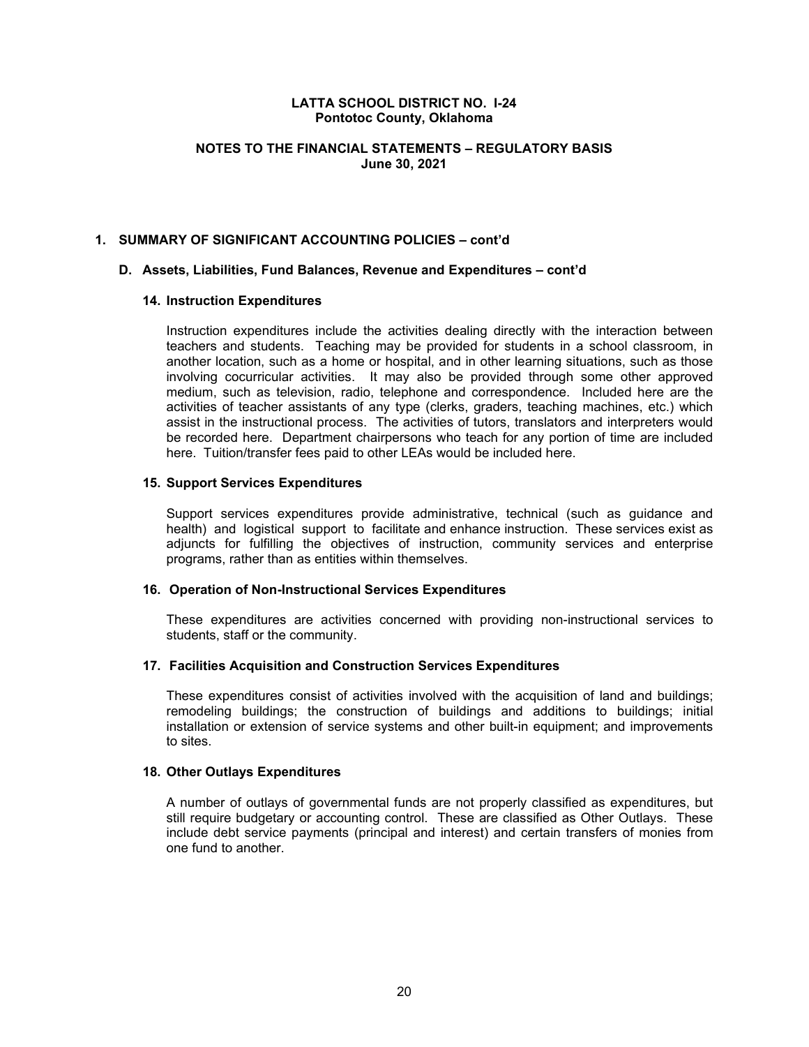**LATTA SCHOOL DISTRICT NO. I-24**
**Pontotoc County, Oklahoma**

**NOTES TO THE FINANCIAL STATEMENTS – REGULATORY BASIS**
**June 30, 2021**

## 1. SUMMARY OF SIGNIFICANT ACCOUNTING POLICIES – cont'd

### D. Assets, Liabilities, Fund Balances, Revenue and Expenditures – cont'd

#### 14. Instruction Expenditures

Instruction expenditures include the activities dealing directly with the interaction between teachers and students. Teaching may be provided for students in a school classroom, in another location, such as a home or hospital, and in other learning situations, such as those involving cocurricular activities. It may also be provided through some other approved medium, such as television, radio, telephone and correspondence. Included here are the activities of teacher assistants of any type (clerks, graders, teaching machines, etc.) which assist in the instructional process. The activities of tutors, translators and interpreters would be recorded here. Department chairpersons who teach for any portion of time are included here. Tuition/transfer fees paid to other LEAs would be included here.

#### 15. Support Services Expenditures

Support services expenditures provide administrative, technical (such as guidance and health) and logistical support to facilitate and enhance instruction. These services exist as adjuncts for fulfilling the objectives of instruction, community services and enterprise programs, rather than as entities within themselves.

#### 16. Operation of Non-Instructional Services Expenditures

These expenditures are activities concerned with providing non-instructional services to students, staff or the community.

#### 17. Facilities Acquisition and Construction Services Expenditures

These expenditures consist of activities involved with the acquisition of land and buildings; remodeling buildings; the construction of buildings and additions to buildings; initial installation or extension of service systems and other built-in equipment; and improvements to sites.

#### 18. Other Outlays Expenditures

A number of outlays of governmental funds are not properly classified as expenditures, but still require budgetary or accounting control. These are classified as Other Outlays. These include debt service payments (principal and interest) and certain transfers of monies from one fund to another.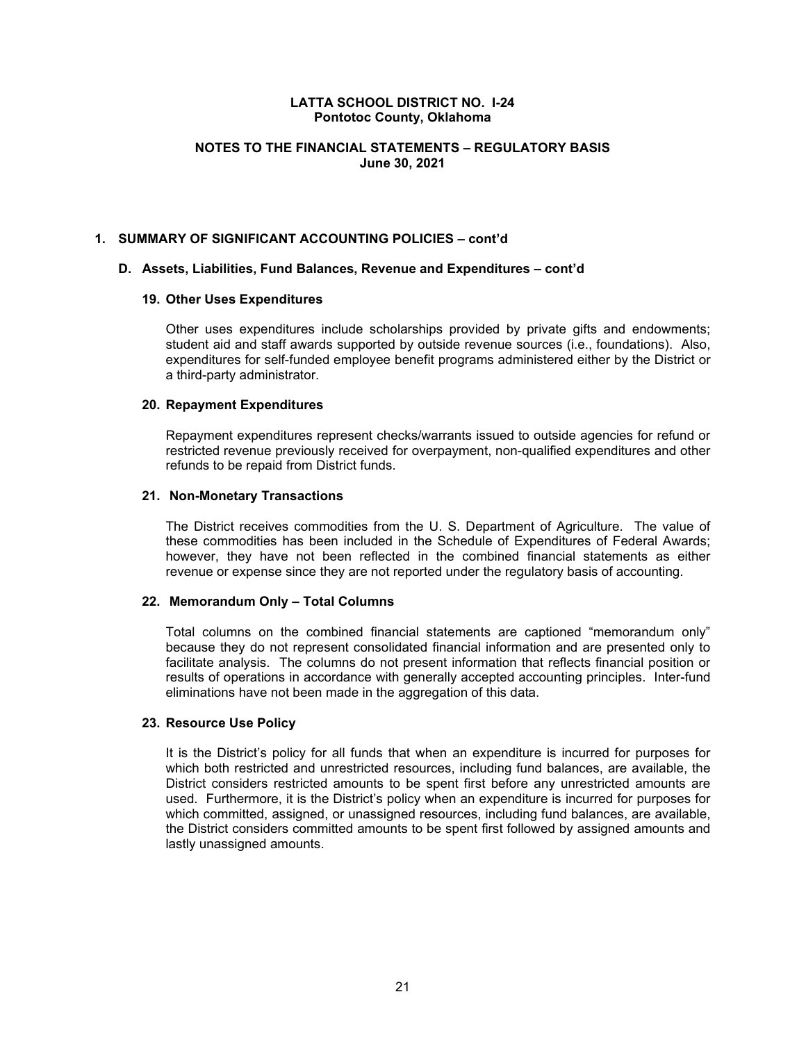**LATTA SCHOOL DISTRICT NO. I-24**
**Pontotoc County, Oklahoma**

**NOTES TO THE FINANCIAL STATEMENTS – REGULATORY BASIS**
**June 30, 2021**

## 1. SUMMARY OF SIGNIFICANT ACCOUNTING POLICIES – cont'd

### D. Assets, Liabilities, Fund Balances, Revenue and Expenditures – cont'd

#### 19. Other Uses Expenditures

Other uses expenditures include scholarships provided by private gifts and endowments; student aid and staff awards supported by outside revenue sources (i.e., foundations). Also, expenditures for self-funded employee benefit programs administered either by the District or a third-party administrator.

#### 20. Repayment Expenditures

Repayment expenditures represent checks/warrants issued to outside agencies for refund or restricted revenue previously received for overpayment, non-qualified expenditures and other refunds to be repaid from District funds.

#### 21. Non-Monetary Transactions

The District receives commodities from the U. S. Department of Agriculture. The value of these commodities has been included in the Schedule of Expenditures of Federal Awards; however, they have not been reflected in the combined financial statements as either revenue or expense since they are not reported under the regulatory basis of accounting.

#### 22. Memorandum Only – Total Columns

Total columns on the combined financial statements are captioned "memorandum only" because they do not represent consolidated financial information and are presented only to facilitate analysis. The columns do not present information that reflects financial position or results of operations in accordance with generally accepted accounting principles. Inter-fund eliminations have not been made in the aggregation of this data.

#### 23. Resource Use Policy

It is the District's policy for all funds that when an expenditure is incurred for purposes for which both restricted and unrestricted resources, including fund balances, are available, the District considers restricted amounts to be spent first before any unrestricted amounts are used. Furthermore, it is the District's policy when an expenditure is incurred for purposes for which committed, assigned, or unassigned resources, including fund balances, are available, the District considers committed amounts to be spent first followed by assigned amounts and lastly unassigned amounts.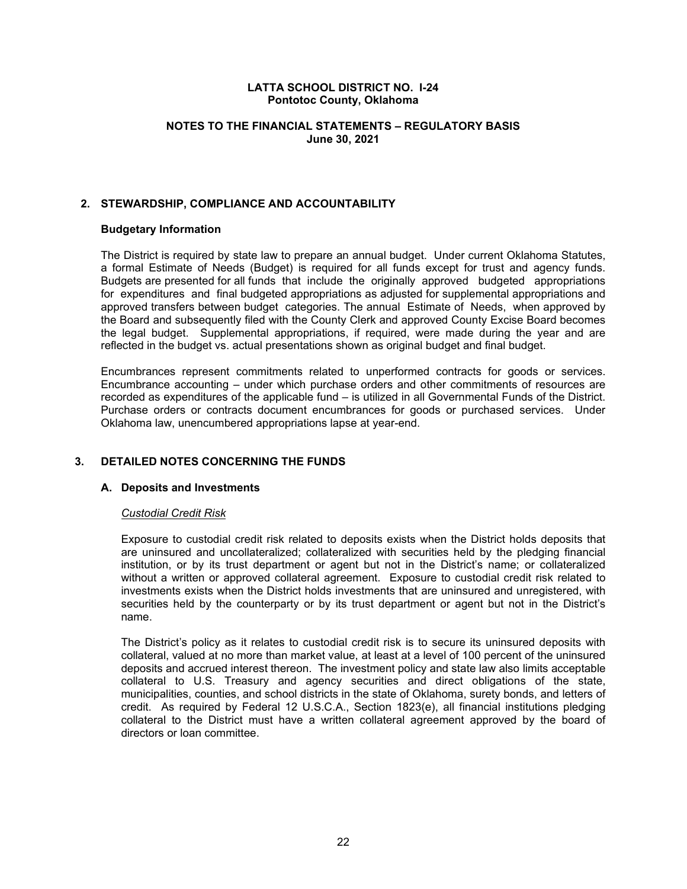**LATTA SCHOOL DISTRICT NO. I-24**
**Pontotoc County, Oklahoma**

**NOTES TO THE FINANCIAL STATEMENTS – REGULATORY BASIS**
**June 30, 2021**

## 2. STEWARDSHIP, COMPLIANCE AND ACCOUNTABILITY

### Budgetary Information

The District is required by state law to prepare an annual budget. Under current Oklahoma Statutes, a formal Estimate of Needs (Budget) is required for all funds except for trust and agency funds. Budgets are presented for all funds that include the originally approved budgeted appropriations for expenditures and final budgeted appropriations as adjusted for supplemental appropriations and approved transfers between budget categories. The annual Estimate of Needs, when approved by the Board and subsequently filed with the County Clerk and approved County Excise Board becomes the legal budget. Supplemental appropriations, if required, were made during the year and are reflected in the budget vs. actual presentations shown as original budget and final budget.

Encumbrances represent commitments related to unperformed contracts for goods or services. Encumbrance accounting – under which purchase orders and other commitments of resources are recorded as expenditures of the applicable fund – is utilized in all Governmental Funds of the District. Purchase orders or contracts document encumbrances for goods or purchased services. Under Oklahoma law, unencumbered appropriations lapse at year-end.

## 3. DETAILED NOTES CONCERNING THE FUNDS

### A. Deposits and Investments

*Custodial Credit Risk*

Exposure to custodial credit risk related to deposits exists when the District holds deposits that are uninsured and uncollateralized; collateralized with securities held by the pledging financial institution, or by its trust department or agent but not in the District's name; or collateralized without a written or approved collateral agreement. Exposure to custodial credit risk related to investments exists when the District holds investments that are uninsured and unregistered, with securities held by the counterparty or by its trust department or agent but not in the District's name.

The District's policy as it relates to custodial credit risk is to secure its uninsured deposits with collateral, valued at no more than market value, at least at a level of 100 percent of the uninsured deposits and accrued interest thereon. The investment policy and state law also limits acceptable collateral to U.S. Treasury and agency securities and direct obligations of the state, municipalities, counties, and school districts in the state of Oklahoma, surety bonds, and letters of credit. As required by Federal 12 U.S.C.A., Section 1823(e), all financial institutions pledging collateral to the District must have a written collateral agreement approved by the board of directors or loan committee.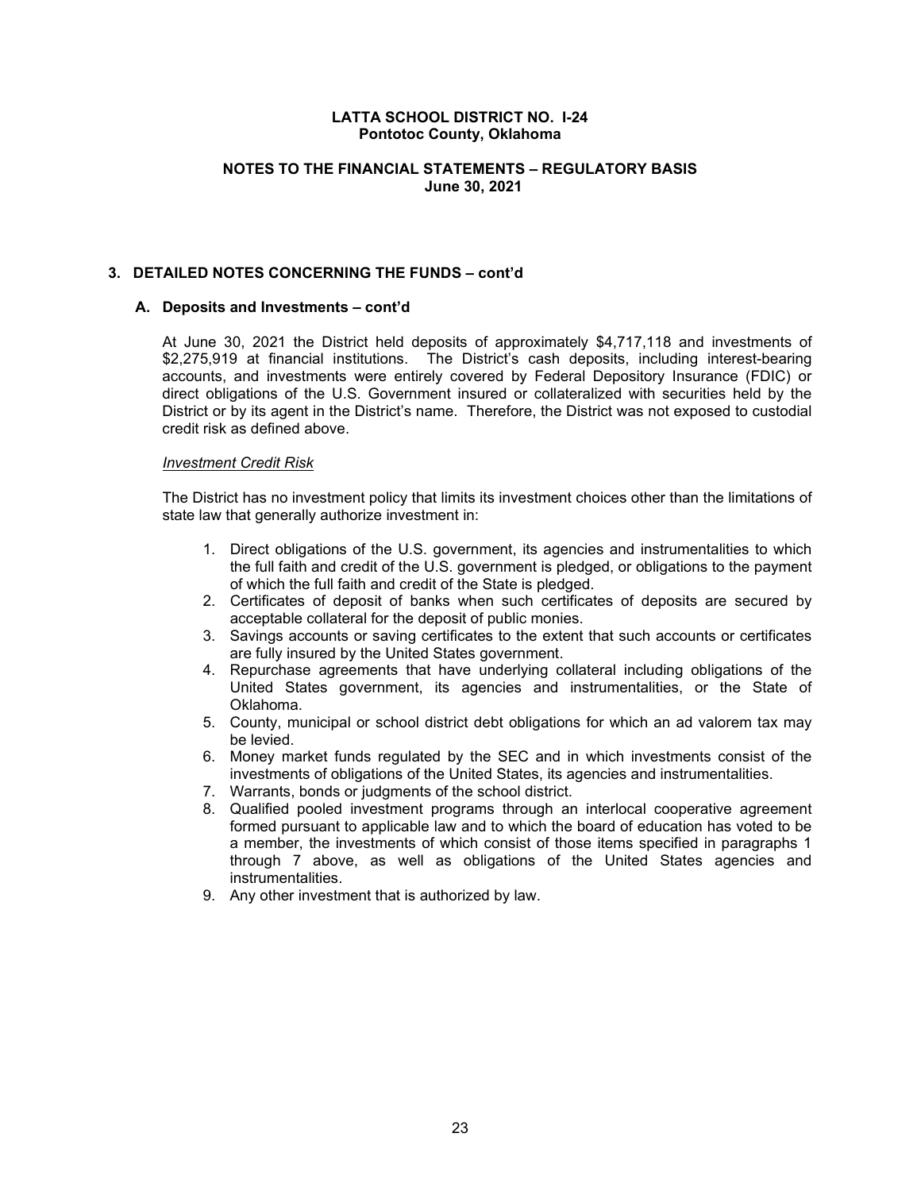# LATTA SCHOOL DISTRICT NO. I-24
## Pontotoc County, Oklahoma

## NOTES TO THE FINANCIAL STATEMENTS – REGULATORY BASIS
## June 30, 2021

### 3. DETAILED NOTES CONCERNING THE FUNDS – cont'd

#### A. Deposits and Investments – cont'd

At June 30, 2021 the District held deposits of approximately $4,717,118 and investments of $2,275,919 at financial institutions. The District's cash deposits, including interest-bearing accounts, and investments were entirely covered by Federal Depository Insurance (FDIC) or direct obligations of the U.S. Government insured or collateralized with securities held by the District or by its agent in the District's name. Therefore, the District was not exposed to custodial credit risk as defined above.

*Investment Credit Risk*

The District has no investment policy that limits its investment choices other than the limitations of state law that generally authorize investment in:

1. Direct obligations of the U.S. government, its agencies and instrumentalities to which the full faith and credit of the U.S. government is pledged, or obligations to the payment of which the full faith and credit of the State is pledged.
2. Certificates of deposit of banks when such certificates of deposits are secured by acceptable collateral for the deposit of public monies.
3. Savings accounts or saving certificates to the extent that such accounts or certificates are fully insured by the United States government.
4. Repurchase agreements that have underlying collateral including obligations of the United States government, its agencies and instrumentalities, or the State of Oklahoma.
5. County, municipal or school district debt obligations for which an ad valorem tax may be levied.
6. Money market funds regulated by the SEC and in which investments consist of the investments of obligations of the United States, its agencies and instrumentalities.
7. Warrants, bonds or judgments of the school district.
8. Qualified pooled investment programs through an interlocal cooperative agreement formed pursuant to applicable law and to which the board of education has voted to be a member, the investments of which consist of those items specified in paragraphs 1 through 7 above, as well as obligations of the United States agencies and instrumentalities.
9. Any other investment that is authorized by law.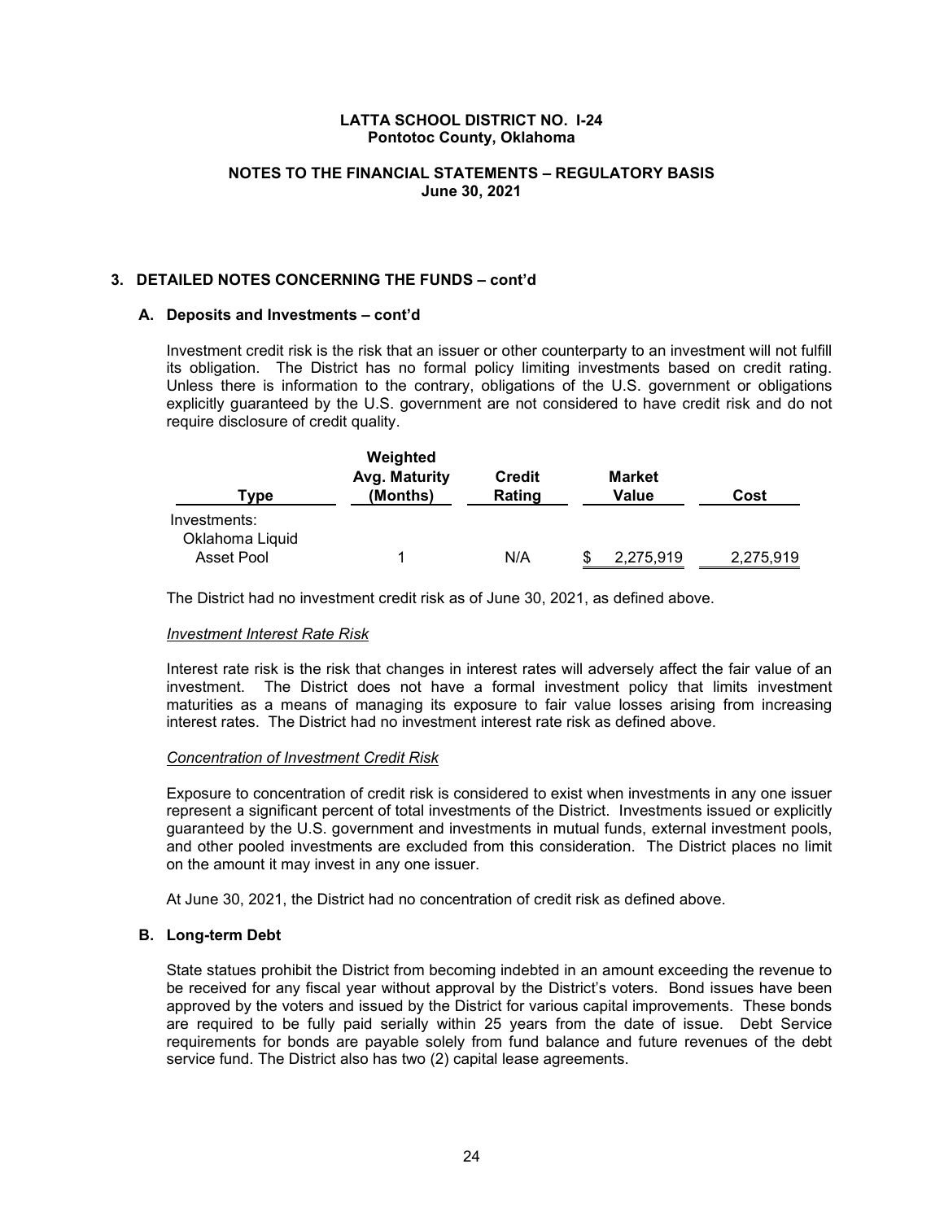**LATTA SCHOOL DISTRICT NO. I-24**
**Pontotoc County, Oklahoma**

**NOTES TO THE FINANCIAL STATEMENTS – REGULATORY BASIS**
**June 30, 2021**

### 3. DETAILED NOTES CONCERNING THE FUNDS – cont'd

#### A. Deposits and Investments – cont'd

Investment credit risk is the risk that an issuer or other counterparty to an investment will not fulfill its obligation. The District has no formal policy limiting investments based on credit rating. Unless there is information to the contrary, obligations of the U.S. government or obligations explicitly guaranteed by the U.S. government are not considered to have credit risk and do not require disclosure of credit quality.

| Type | Weighted Avg. Maturity (Months) | Credit Rating | Market Value | Cost |
|---|---|---|---|---|
| Investments: | | | | |
| Oklahoma Liquid Asset Pool | 1 | N/A | $ 2,275,919 | 2,275,919 |

The District had no investment credit risk as of June 30, 2021, as defined above.

*Investment Interest Rate Risk*

Interest rate risk is the risk that changes in interest rates will adversely affect the fair value of an investment. The District does not have a formal investment policy that limits investment maturities as a means of managing its exposure to fair value losses arising from increasing interest rates. The District had no investment interest rate risk as defined above.

*Concentration of Investment Credit Risk*

Exposure to concentration of credit risk is considered to exist when investments in any one issuer represent a significant percent of total investments of the District. Investments issued or explicitly guaranteed by the U.S. government and investments in mutual funds, external investment pools, and other pooled investments are excluded from this consideration. The District places no limit on the amount it may invest in any one issuer.

At June 30, 2021, the District had no concentration of credit risk as defined above.

#### B. Long-term Debt

State statues prohibit the District from becoming indebted in an amount exceeding the revenue to be received for any fiscal year without approval by the District's voters. Bond issues have been approved by the voters and issued by the District for various capital improvements. These bonds are required to be fully paid serially within 25 years from the date of issue. Debt Service requirements for bonds are payable solely from fund balance and future revenues of the debt service fund. The District also has two (2) capital lease agreements.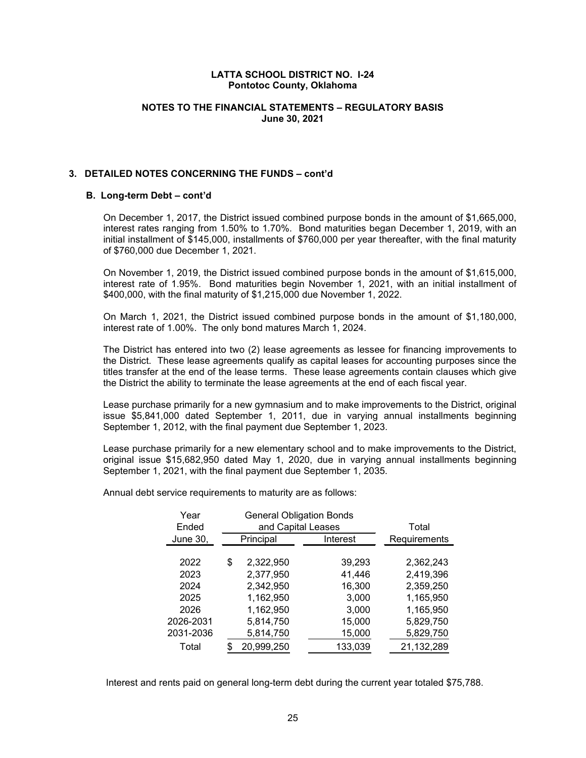**LATTA SCHOOL DISTRICT NO. I-24**
**Pontotoc County, Oklahoma**

**NOTES TO THE FINANCIAL STATEMENTS – REGULATORY BASIS**
**June 30, 2021**

### 3. DETAILED NOTES CONCERNING THE FUNDS – cont'd

#### B. Long-term Debt – cont'd

On December 1, 2017, the District issued combined purpose bonds in the amount of $1,665,000, interest rates ranging from 1.50% to 1.70%. Bond maturities began December 1, 2019, with an initial installment of $145,000, installments of $760,000 per year thereafter, with the final maturity of $760,000 due December 1, 2021.

On November 1, 2019, the District issued combined purpose bonds in the amount of $1,615,000, interest rate of 1.95%. Bond maturities begin November 1, 2021, with an initial installment of $400,000, with the final maturity of $1,215,000 due November 1, 2022.

On March 1, 2021, the District issued combined purpose bonds in the amount of $1,180,000, interest rate of 1.00%. The only bond matures March 1, 2024.

The District has entered into two (2) lease agreements as lessee for financing improvements to the District. These lease agreements qualify as capital leases for accounting purposes since the titles transfer at the end of the lease terms. These lease agreements contain clauses which give the District the ability to terminate the lease agreements at the end of each fiscal year.

Lease purchase primarily for a new gymnasium and to make improvements to the District, original issue $5,841,000 dated September 1, 2011, due in varying annual installments beginning September 1, 2012, with the final payment due September 1, 2023.

Lease purchase primarily for a new elementary school and to make improvements to the District, original issue $15,682,950 dated May 1, 2020, due in varying annual installments beginning September 1, 2021, with the final payment due September 1, 2035.

Annual debt service requirements to maturity are as follows:

| Year Ended June 30, | General Obligation Bonds and Capital Leases Principal | General Obligation Bonds and Capital Leases Interest | Total Requirements |
|---|---|---|---|
| 2022 | $ 2,322,950 | 39,293 | 2,362,243 |
| 2023 | 2,377,950 | 41,446 | 2,419,396 |
| 2024 | 2,342,950 | 16,300 | 2,359,250 |
| 2025 | 1,162,950 | 3,000 | 1,165,950 |
| 2026 | 1,162,950 | 3,000 | 1,165,950 |
| 2026-2031 | 5,814,750 | 15,000 | 5,829,750 |
| 2031-2036 | 5,814,750 | 15,000 | 5,829,750 |
| Total | $ 20,999,250 | 133,039 | 21,132,289 |

Interest and rents paid on general long-term debt during the current year totaled $75,788.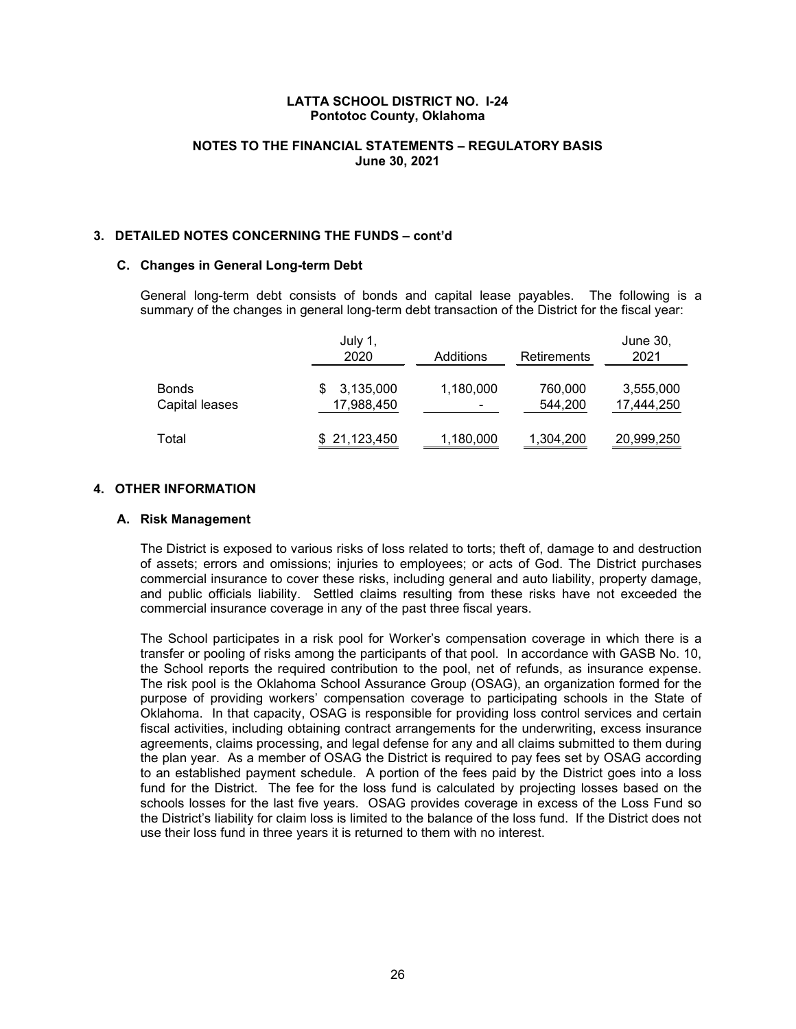**LATTA SCHOOL DISTRICT NO. I-24**
**Pontotoc County, Oklahoma**

**NOTES TO THE FINANCIAL STATEMENTS – REGULATORY BASIS**
**June 30, 2021**

### 3. DETAILED NOTES CONCERNING THE FUNDS – cont'd

#### C. Changes in General Long-term Debt

General long-term debt consists of bonds and capital lease payables. The following is a summary of the changes in general long-term debt transaction of the District for the fiscal year:

| | July 1, 2020 | Additions | Retirements | June 30, 2021 |
|---|---|---|---|---|
| Bonds | $ 3,135,000 | 1,180,000 | 760,000 | 3,555,000 |
| Capital leases | 17,988,450 | - | 544,200 | 17,444,250 |
| Total | $ 21,123,450 | 1,180,000 | 1,304,200 | 20,999,250 |

### 4. OTHER INFORMATION

#### A. Risk Management

The District is exposed to various risks of loss related to torts; theft of, damage to and destruction of assets; errors and omissions; injuries to employees; or acts of God. The District purchases commercial insurance to cover these risks, including general and auto liability, property damage, and public officials liability. Settled claims resulting from these risks have not exceeded the commercial insurance coverage in any of the past three fiscal years.

The School participates in a risk pool for Worker's compensation coverage in which there is a transfer or pooling of risks among the participants of that pool. In accordance with GASB No. 10, the School reports the required contribution to the pool, net of refunds, as insurance expense. The risk pool is the Oklahoma School Assurance Group (OSAG), an organization formed for the purpose of providing workers' compensation coverage to participating schools in the State of Oklahoma. In that capacity, OSAG is responsible for providing loss control services and certain fiscal activities, including obtaining contract arrangements for the underwriting, excess insurance agreements, claims processing, and legal defense for any and all claims submitted to them during the plan year. As a member of OSAG the District is required to pay fees set by OSAG according to an established payment schedule. A portion of the fees paid by the District goes into a loss fund for the District. The fee for the loss fund is calculated by projecting losses based on the schools losses for the last five years. OSAG provides coverage in excess of the Loss Fund so the District's liability for claim loss is limited to the balance of the loss fund. If the District does not use their loss fund in three years it is returned to them with no interest.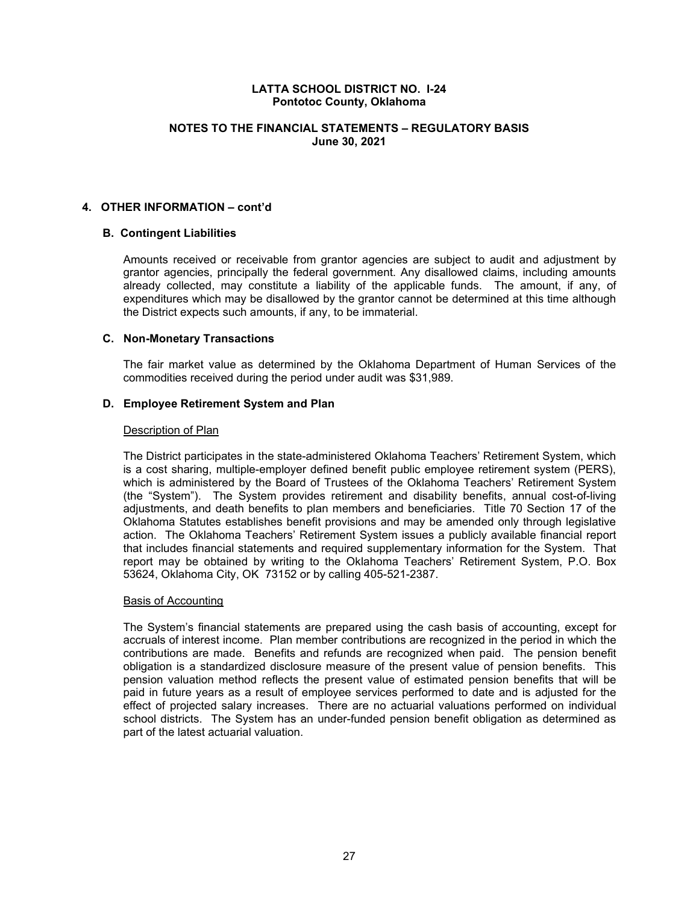# LATTA SCHOOL DISTRICT NO. I-24
## Pontotoc County, Oklahoma

## NOTES TO THE FINANCIAL STATEMENTS – REGULATORY BASIS
## June 30, 2021

### 4. OTHER INFORMATION – cont'd

#### B. Contingent Liabilities

Amounts received or receivable from grantor agencies are subject to audit and adjustment by grantor agencies, principally the federal government. Any disallowed claims, including amounts already collected, may constitute a liability of the applicable funds. The amount, if any, of expenditures which may be disallowed by the grantor cannot be determined at this time although the District expects such amounts, if any, to be immaterial.

#### C. Non-Monetary Transactions

The fair market value as determined by the Oklahoma Department of Human Services of the commodities received during the period under audit was $31,989.

#### D. Employee Retirement System and Plan

Description of Plan

The District participates in the state-administered Oklahoma Teachers' Retirement System, which is a cost sharing, multiple-employer defined benefit public employee retirement system (PERS), which is administered by the Board of Trustees of the Oklahoma Teachers' Retirement System (the "System"). The System provides retirement and disability benefits, annual cost-of-living adjustments, and death benefits to plan members and beneficiaries. Title 70 Section 17 of the Oklahoma Statutes establishes benefit provisions and may be amended only through legislative action. The Oklahoma Teachers' Retirement System issues a publicly available financial report that includes financial statements and required supplementary information for the System. That report may be obtained by writing to the Oklahoma Teachers' Retirement System, P.O. Box 53624, Oklahoma City, OK 73152 or by calling 405-521-2387.

Basis of Accounting

The System's financial statements are prepared using the cash basis of accounting, except for accruals of interest income. Plan member contributions are recognized in the period in which the contributions are made. Benefits and refunds are recognized when paid. The pension benefit obligation is a standardized disclosure measure of the present value of pension benefits. This pension valuation method reflects the present value of estimated pension benefits that will be paid in future years as a result of employee services performed to date and is adjusted for the effect of projected salary increases. There are no actuarial valuations performed on individual school districts. The System has an under-funded pension benefit obligation as determined as part of the latest actuarial valuation.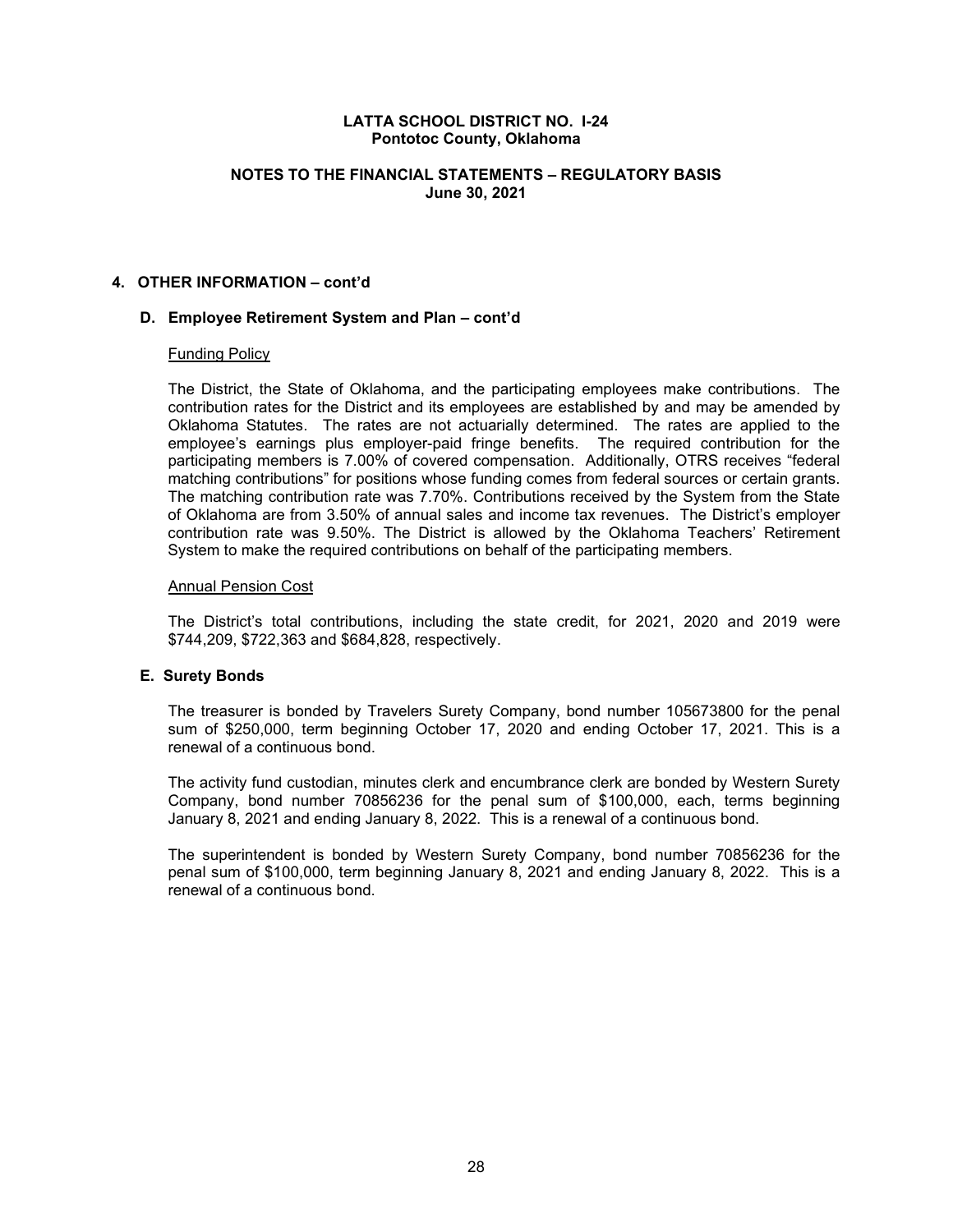**LATTA SCHOOL DISTRICT NO. I-24**
**Pontotoc County, Oklahoma**

**NOTES TO THE FINANCIAL STATEMENTS – REGULATORY BASIS**
**June 30, 2021**

## 4. OTHER INFORMATION – cont'd

### D. Employee Retirement System and Plan – cont'd

Funding Policy

The District, the State of Oklahoma, and the participating employees make contributions. The contribution rates for the District and its employees are established by and may be amended by Oklahoma Statutes. The rates are not actuarially determined. The rates are applied to the employee's earnings plus employer-paid fringe benefits. The required contribution for the participating members is 7.00% of covered compensation. Additionally, OTRS receives "federal matching contributions" for positions whose funding comes from federal sources or certain grants. The matching contribution rate was 7.70%. Contributions received by the System from the State of Oklahoma are from 3.50% of annual sales and income tax revenues. The District's employer contribution rate was 9.50%. The District is allowed by the Oklahoma Teachers' Retirement System to make the required contributions on behalf of the participating members.

Annual Pension Cost

The District's total contributions, including the state credit, for 2021, 2020 and 2019 were $744,209, $722,363 and $684,828, respectively.

### E. Surety Bonds

The treasurer is bonded by Travelers Surety Company, bond number 105673800 for the penal sum of $250,000, term beginning October 17, 2020 and ending October 17, 2021. This is a renewal of a continuous bond.

The activity fund custodian, minutes clerk and encumbrance clerk are bonded by Western Surety Company, bond number 70856236 for the penal sum of $100,000, each, terms beginning January 8, 2021 and ending January 8, 2022. This is a renewal of a continuous bond.

The superintendent is bonded by Western Surety Company, bond number 70856236 for the penal sum of $100,000, term beginning January 8, 2021 and ending January 8, 2022. This is a renewal of a continuous bond.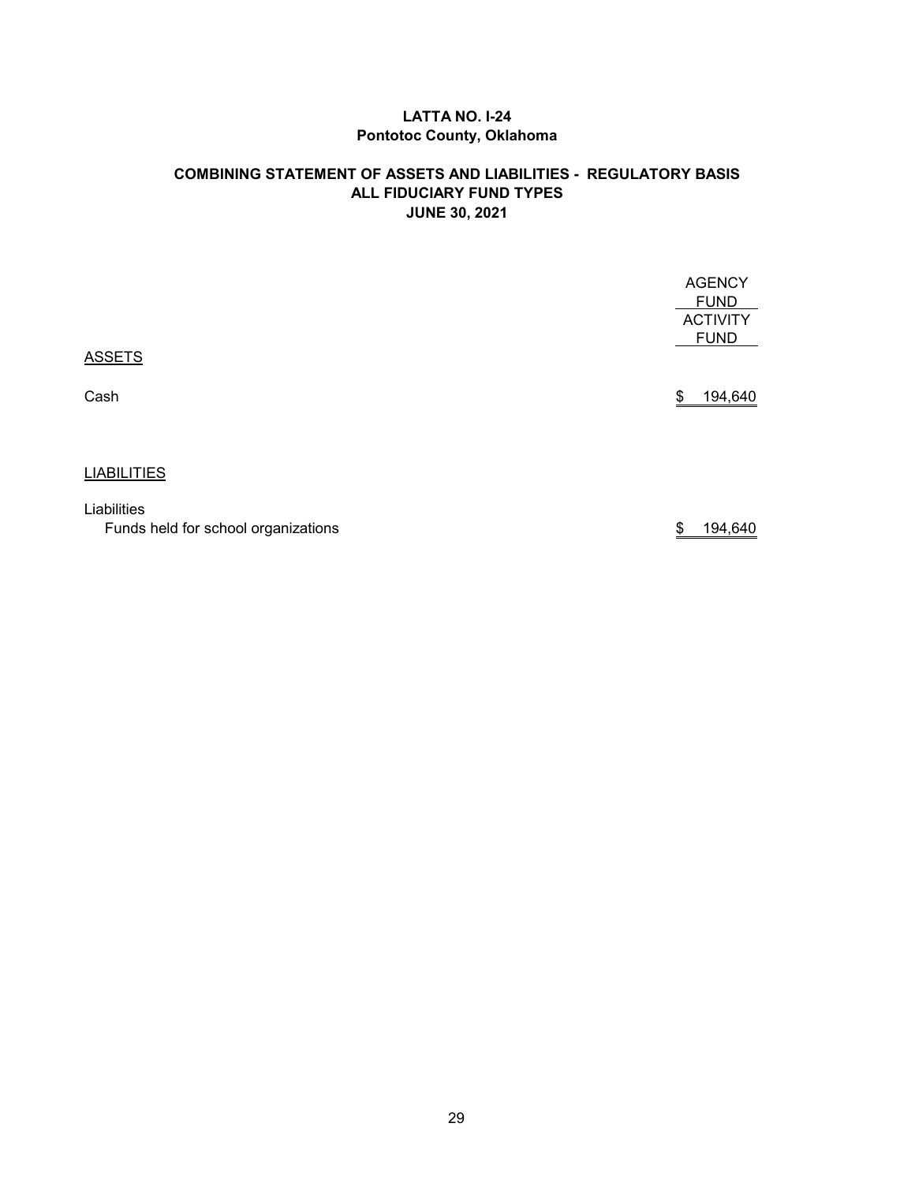**LATTA NO. I-24**
**Pontotoc County, Oklahoma**

**COMBINING STATEMENT OF ASSETS AND LIABILITIES - REGULATORY BASIS**
**ALL FIDUCIARY FUND TYPES**
**JUNE 30, 2021**

| | AGENCY FUND<br>ACTIVITY FUND |
|---|---|
| ASSETS | |
| Cash | $ 194,640 |
| LIABILITIES | |
| Liabilities | |
| Funds held for school organizations | $ 194,640 |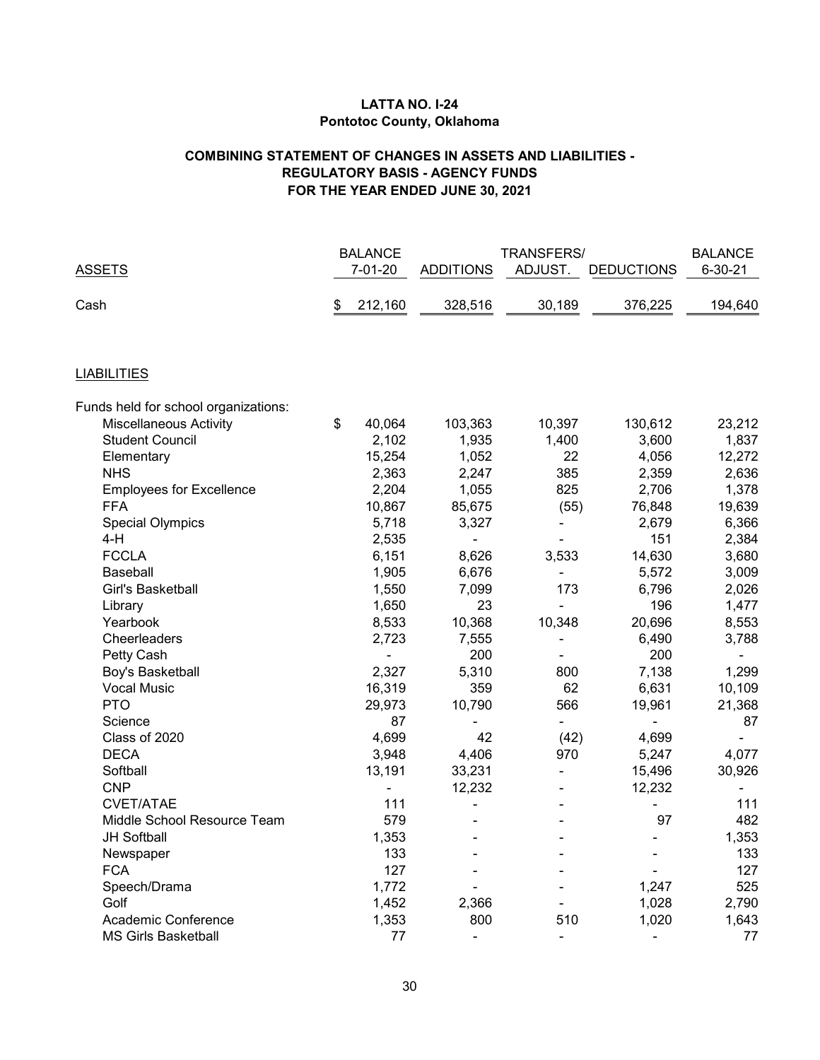**LATTA NO. I-24**
**Pontotoc County, Oklahoma**

**COMBINING STATEMENT OF CHANGES IN ASSETS AND LIABILITIES - REGULATORY BASIS - AGENCY FUNDS**
**FOR THE YEAR ENDED JUNE 30, 2021**

| ASSETS | BALANCE 7-01-20 | ADDITIONS | TRANSFERS/ ADJUST. | DEDUCTIONS | BALANCE 6-30-21 |
|---|---|---|---|---|---|
| Cash | $ 212,160 | 328,516 | 30,189 | 376,225 | 194,640 |

| LIABILITIES | BALANCE 7-01-20 | ADDITIONS | TRANSFERS/ ADJUST. | DEDUCTIONS | BALANCE 6-30-21 |
|---|---|---|---|---|---|
| Funds held for school organizations: | | | | | |
| Miscellaneous Activity | $ 40,064 | 103,363 | 10,397 | 130,612 | 23,212 |
| Student Council | 2,102 | 1,935 | 1,400 | 3,600 | 1,837 |
| Elementary | 15,254 | 1,052 | 22 | 4,056 | 12,272 |
| NHS | 2,363 | 2,247 | 385 | 2,359 | 2,636 |
| Employees for Excellence | 2,204 | 1,055 | 825 | 2,706 | 1,378 |
| FFA | 10,867 | 85,675 | (55) | 76,848 | 19,639 |
| Special Olympics | 5,718 | 3,327 | - | 2,679 | 6,366 |
| 4-H | 2,535 | - | - | 151 | 2,384 |
| FCCLA | 6,151 | 8,626 | 3,533 | 14,630 | 3,680 |
| Baseball | 1,905 | 6,676 | - | 5,572 | 3,009 |
| Girl's Basketball | 1,550 | 7,099 | 173 | 6,796 | 2,026 |
| Library | 1,650 | 23 | - | 196 | 1,477 |
| Yearbook | 8,533 | 10,368 | 10,348 | 20,696 | 8,553 |
| Cheerleaders | 2,723 | 7,555 | - | 6,490 | 3,788 |
| Petty Cash | - | 200 | - | 200 | - |
| Boy's Basketball | 2,327 | 5,310 | 800 | 7,138 | 1,299 |
| Vocal Music | 16,319 | 359 | 62 | 6,631 | 10,109 |
| PTO | 29,973 | 10,790 | 566 | 19,961 | 21,368 |
| Science | 87 | - | - | - | 87 |
| Class of 2020 | 4,699 | 42 | (42) | 4,699 | - |
| DECA | 3,948 | 4,406 | 970 | 5,247 | 4,077 |
| Softball | 13,191 | 33,231 | - | 15,496 | 30,926 |
| CNP | - | 12,232 | - | 12,232 | - |
| CVET/ATAE | 111 | - | - | - | 111 |
| Middle School Resource Team | 579 | - | - | 97 | 482 |
| JH Softball | 1,353 | - | - | - | 1,353 |
| Newspaper | 133 | - | - | - | 133 |
| FCA | 127 | - | - | - | 127 |
| Speech/Drama | 1,772 | - | - | 1,247 | 525 |
| Golf | 1,452 | 2,366 | - | 1,028 | 2,790 |
| Academic Conference | 1,353 | 800 | 510 | 1,020 | 1,643 |
| MS Girls Basketball | 77 | - | - | - | 77 |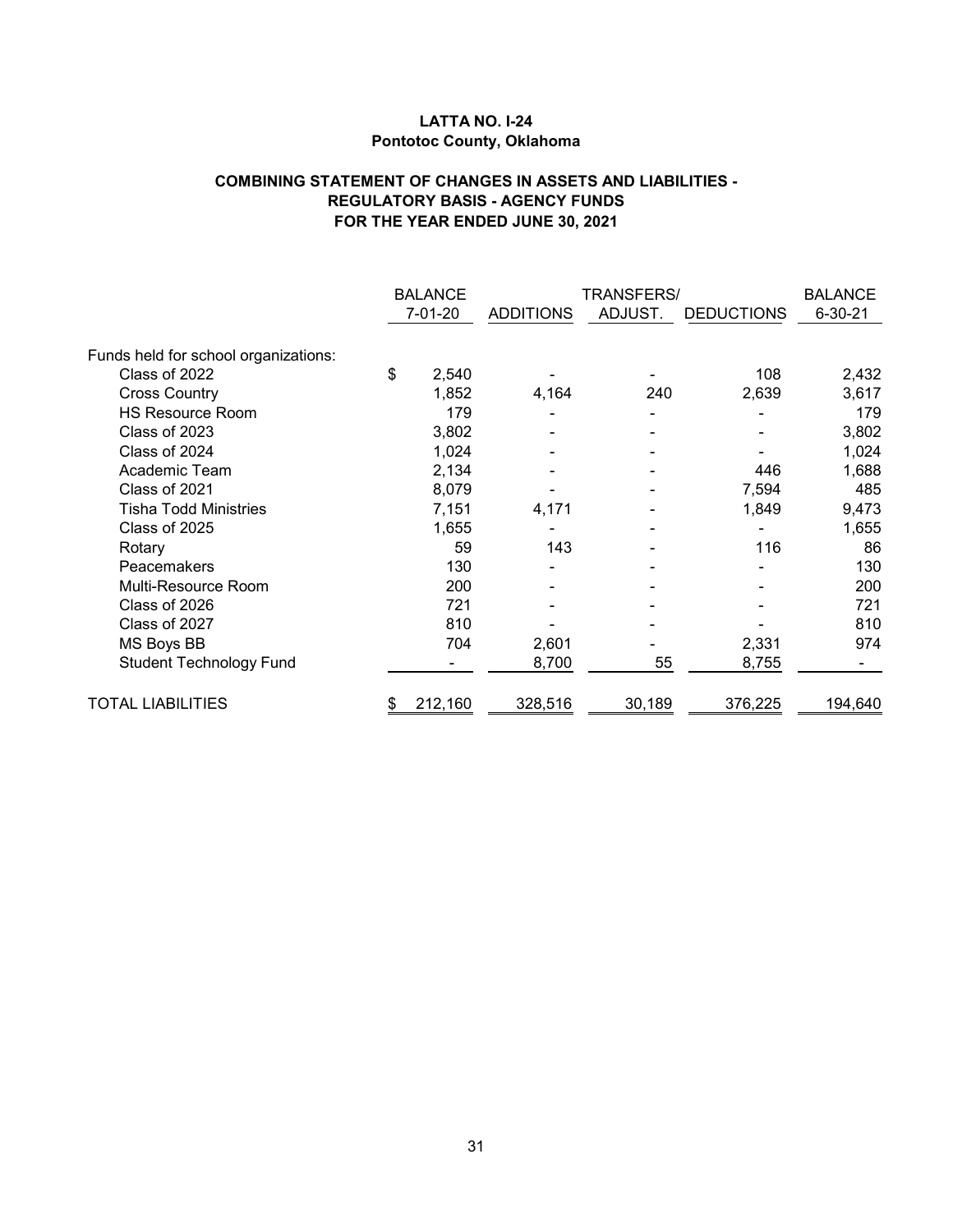**LATTA NO. I-24**
**Pontotoc County, Oklahoma**

**COMBINING STATEMENT OF CHANGES IN ASSETS AND LIABILITIES - REGULATORY BASIS - AGENCY FUNDS FOR THE YEAR ENDED JUNE 30, 2021**

| | BALANCE 7-01-20 | ADDITIONS | TRANSFERS/ ADJUST. | DEDUCTIONS | BALANCE 6-30-21 |
|---|---|---|---|---|---|
| Funds held for school organizations: | | | | | |
| Class of 2022 | $ 2,540 | - | - | 108 | 2,432 |
| Cross Country | 1,852 | 4,164 | 240 | 2,639 | 3,617 |
| HS Resource Room | 179 | - | - | - | 179 |
| Class of 2023 | 3,802 | - | - | - | 3,802 |
| Class of 2024 | 1,024 | - | - | - | 1,024 |
| Academic Team | 2,134 | - | - | 446 | 1,688 |
| Class of 2021 | 8,079 | - | - | 7,594 | 485 |
| Tisha Todd Ministries | 7,151 | 4,171 | - | 1,849 | 9,473 |
| Class of 2025 | 1,655 | - | - | - | 1,655 |
| Rotary | 59 | 143 | - | 116 | 86 |
| Peacemakers | 130 | - | - | - | 130 |
| Multi-Resource Room | 200 | - | - | - | 200 |
| Class of 2026 | 721 | - | - | - | 721 |
| Class of 2027 | 810 | - | - | - | 810 |
| MS Boys BB | 704 | 2,601 | - | 2,331 | 974 |
| Student Technology Fund | - | 8,700 | 55 | 8,755 | - |
| TOTAL LIABILITIES | $ 212,160 | 328,516 | 30,189 | 376,225 | 194,640 |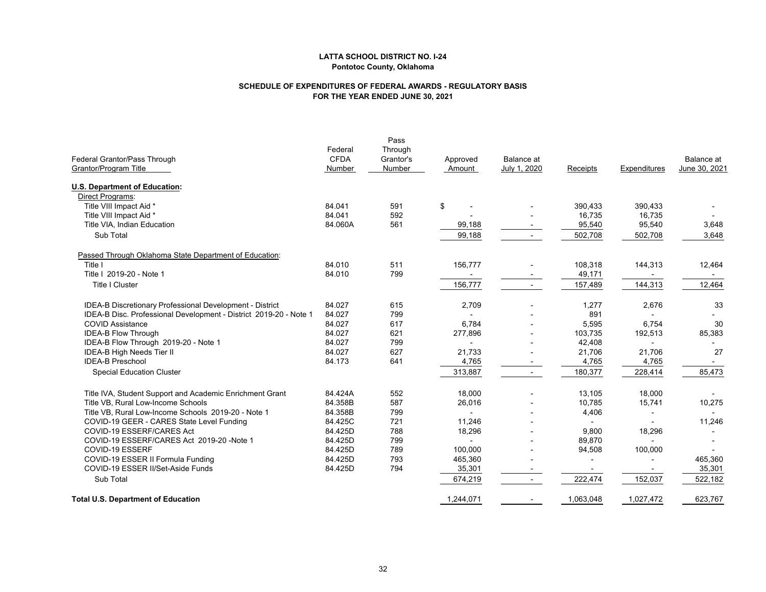**LATTA SCHOOL DISTRICT NO. I-24**
**Pontotoc County, Oklahoma**

**SCHEDULE OF EXPENDITURES OF FEDERAL AWARDS - REGULATORY BASIS**
**FOR THE YEAR ENDED JUNE 30, 2021**

| Federal Grantor/Pass Through Grantor/Program Title | Federal CFDA Number | Pass Through Grantor's Number | Approved Amount | Balance at July 1, 2020 | Receipts | Expenditures | Balance at June 30, 2021 |
|---|---|---|---|---|---|---|---|
| **U.S. Department of Education:** | | | | | | | |
| Direct Programs: | | | | | | | |
| Title VIII Impact Aid * | 84.041 | 591 | $ - | - | 390,433 | 390,433 | - |
| Title VIII Impact Aid * | 84.041 | 592 | - | - | 16,735 | 16,735 | - |
| Title VIA, Indian Education | 84.060A | 561 | 99,188 | - | 95,540 | 95,540 | 3,648 |
| Sub Total | | | 99,188 | - | 502,708 | 502,708 | 3,648 |
| Passed Through Oklahoma State Department of Education: | | | | | | | |
| Title I | 84.010 | 511 | 156,777 | - | 108,318 | 144,313 | 12,464 |
| Title I 2019-20 - Note 1 | 84.010 | 799 | - | - | 49,171 | - | - |
| Title I Cluster | | | 156,777 | - | 157,489 | 144,313 | 12,464 |
| IDEA-B Discretionary Professional Development - District | 84.027 | 615 | 2,709 | - | 1,277 | 2,676 | 33 |
| IDEA-B Disc. Professional Development - District 2019-20 - Note 1 | 84.027 | 799 | - | - | 891 | - | - |
| COVID Assistance | 84.027 | 617 | 6,784 | - | 5,595 | 6,754 | 30 |
| IDEA-B Flow Through | 84.027 | 621 | 277,896 | - | 103,735 | 192,513 | 85,383 |
| IDEA-B Flow Through 2019-20 - Note 1 | 84.027 | 799 | - | - | 42,408 | - | - |
| IDEA-B High Needs Tier II | 84.027 | 627 | 21,733 | - | 21,706 | 21,706 | 27 |
| IDEA-B Preschool | 84.173 | 641 | 4,765 | - | 4,765 | 4,765 | - |
| Special Education Cluster | | | 313,887 | - | 180,377 | 228,414 | 85,473 |
| Title IVA, Student Support and Academic Enrichment Grant | 84.424A | 552 | 18,000 | - | 13,105 | 18,000 | - |
| Title VB, Rural Low-Income Schools | 84.358B | 587 | 26,016 | - | 10,785 | 15,741 | 10,275 |
| Title VB, Rural Low-Income Schools 2019-20 - Note 1 | 84.358B | 799 | - | - | 4,406 | - | - |
| COVID-19 GEER - CARES State Level Funding | 84.425C | 721 | 11,246 | - | - | - | 11,246 |
| COVID-19 ESSERF/CARES Act | 84.425D | 788 | 18,296 | - | 9,800 | 18,296 | - |
| COVID-19 ESSERF/CARES Act 2019-20 -Note 1 | 84.425D | 799 | - | - | 89,870 | - | - |
| COVID-19 ESSERF | 84.425D | 789 | 100,000 | - | 94,508 | 100,000 | - |
| COVID-19 ESSER II Formula Funding | 84.425D | 793 | 465,360 | - | - | - | 465,360 |
| COVID-19 ESSER II/Set-Aside Funds | 84.425D | 794 | 35,301 | - | - | - | 35,301 |
| Sub Total | | | 674,219 | - | 222,474 | 152,037 | 522,182 |
| **Total U.S. Department of Education** | | | 1,244,071 | - | 1,063,048 | 1,027,472 | 623,767 |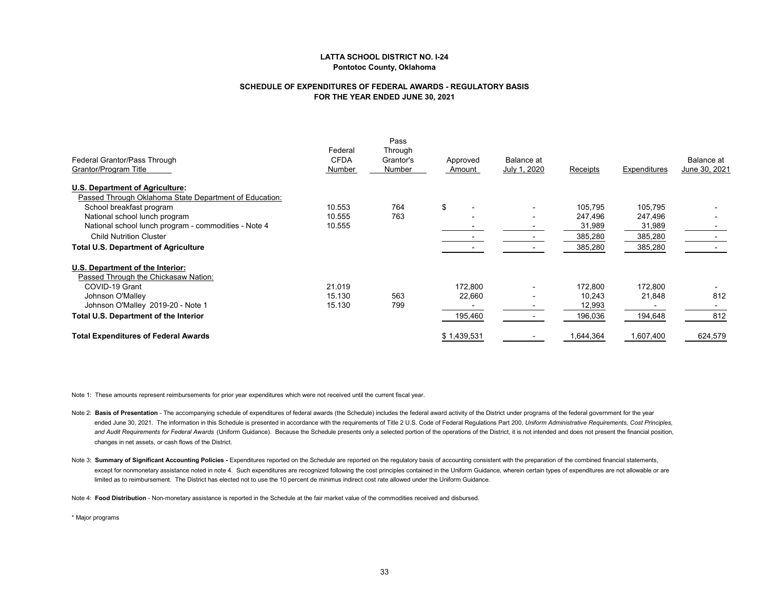**LATTA SCHOOL DISTRICT NO. I-24**
**Pontotoc County, Oklahoma**

**SCHEDULE OF EXPENDITURES OF FEDERAL AWARDS - REGULATORY BASIS**
**FOR THE YEAR ENDED JUNE 30, 2021**

| Federal Grantor/Pass Through Grantor/Program Title | Federal CFDA Number | Pass Through Grantor's Number | Approved Amount | Balance at July 1, 2020 | Receipts | Expenditures | Balance at June 30, 2021 |
|---|---|---|---|---|---|---|---|
| **U.S. Department of Agriculture:** | | | | | | | |
| Passed Through Oklahoma State Department of Education: | | | | | | | |
| School breakfast program | 10.553 | 764 | $ - | - | 105,795 | 105,795 | - |
| National school lunch program | 10.555 | 763 | - | - | 247,496 | 247,496 | - |
| National school lunch program - commodities - Note 4 | 10.555 | | - | - | 31,989 | 31,989 | - |
| Child Nutrition Cluster | | | - | - | 385,280 | 385,280 | - |
| **Total U.S. Department of Agriculture** | | | - | - | 385,280 | 385,280 | - |
| **U.S. Department of the Interior:** | | | | | | | |
| Passed Through the Chickasaw Nation: | | | | | | | |
| COVID-19 Grant | 21.019 | | 172,800 | - | 172,800 | 172,800 | - |
| Johnson O'Malley | 15.130 | 563 | 22,660 | - | 10,243 | 21,848 | 812 |
| Johnson O'Malley 2019-20 - Note 1 | 15.130 | 799 | - | - | 12,993 | - | - |
| **Total U.S. Department of the Interior** | | | 195,460 | - | 196,036 | 194,648 | 812 |
| **Total Expenditures of Federal Awards** | | | $ 1,439,531 | - | 1,644,364 | 1,607,400 | 624,579 |

Note 1: These amounts represent reimbursements for prior year expenditures which were not received until the current fiscal year.

Note 2: **Basis of Presentation** - The accompanying schedule of expenditures of federal awards (the Schedule) includes the federal award activity of the District under programs of the federal government for the year ended June 30, 2021. The information in this Schedule is presented in accordance with the requirements of Title 2 U.S. Code of Federal Regulations Part 200, *Uniform Administrative Requirements, Cost Principles, and Audit Requirements for Federal Awards* (Uniform Guidance). Because the Schedule presents only a selected portion of the operations of the District, it is not intended and does not present the financial position, changes in net assets, or cash flows of the District.

Note 3: **Summary of Significant Accounting Policies -** Expenditures reported on the Schedule are reported on the regulatory basis of accounting consistent with the preparation of the combined financial statements, except for nonmonetary assistance noted in note 4. Such expenditures are recognized following the cost principles contained in the Uniform Guidance, wherein certain types of expenditures are not allowable or are limited as to reimbursement. The District has elected not to use the 10 percent de minimus indirect cost rate allowed under the Uniform Guidance.

Note 4: **Food Distribution** - Non-monetary assistance is reported in the Schedule at the fair market value of the commodities received and disbursed.

\* Major programs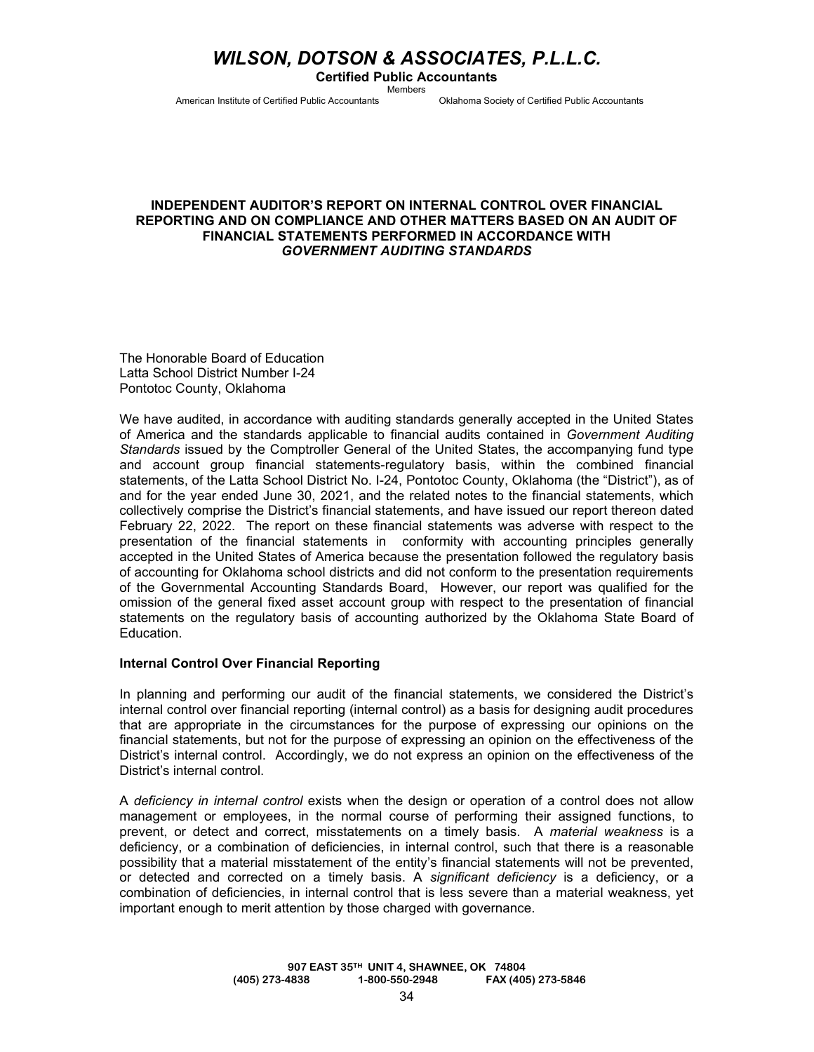# *WILSON, DOTSON & ASSOCIATES, P.L.L.C.*

**Certified Public Accountants**

Members

American Institute of Certified Public Accountants        Oklahoma Society of Certified Public Accountants

## INDEPENDENT AUDITOR'S REPORT ON INTERNAL CONTROL OVER FINANCIAL REPORTING AND ON COMPLIANCE AND OTHER MATTERS BASED ON AN AUDIT OF FINANCIAL STATEMENTS PERFORMED IN ACCORDANCE WITH *GOVERNMENT AUDITING STANDARDS*

The Honorable Board of Education
Latta School District Number I-24
Pontotoc County, Oklahoma

We have audited, in accordance with auditing standards generally accepted in the United States of America and the standards applicable to financial audits contained in *Government Auditing Standards* issued by the Comptroller General of the United States, the accompanying fund type and account group financial statements-regulatory basis, within the combined financial statements, of the Latta School District No. I-24, Pontotoc County, Oklahoma (the "District"), as of and for the year ended June 30, 2021, and the related notes to the financial statements, which collectively comprise the District's financial statements, and have issued our report thereon dated February 22, 2022. The report on these financial statements was adverse with respect to the presentation of the financial statements in conformity with accounting principles generally accepted in the United States of America because the presentation followed the regulatory basis of accounting for Oklahoma school districts and did not conform to the presentation requirements of the Governmental Accounting Standards Board, However, our report was qualified for the omission of the general fixed asset account group with respect to the presentation of financial statements on the regulatory basis of accounting authorized by the Oklahoma State Board of Education.

**Internal Control Over Financial Reporting**

In planning and performing our audit of the financial statements, we considered the District's internal control over financial reporting (internal control) as a basis for designing audit procedures that are appropriate in the circumstances for the purpose of expressing our opinions on the financial statements, but not for the purpose of expressing an opinion on the effectiveness of the District's internal control. Accordingly, we do not express an opinion on the effectiveness of the District's internal control.

A *deficiency in internal control* exists when the design or operation of a control does not allow management or employees, in the normal course of performing their assigned functions, to prevent, or detect and correct, misstatements on a timely basis. A *material weakness* is a deficiency, or a combination of deficiencies, in internal control, such that there is a reasonable possibility that a material misstatement of the entity's financial statements will not be prevented, or detected and corrected on a timely basis. A *significant deficiency* is a deficiency, or a combination of deficiencies, in internal control that is less severe than a material weakness, yet important enough to merit attention by those charged with governance.

**907 EAST 35TH UNIT 4, SHAWNEE, OK 74804**
**(405) 273-4838        1-800-550-2948        FAX (405) 273-5846**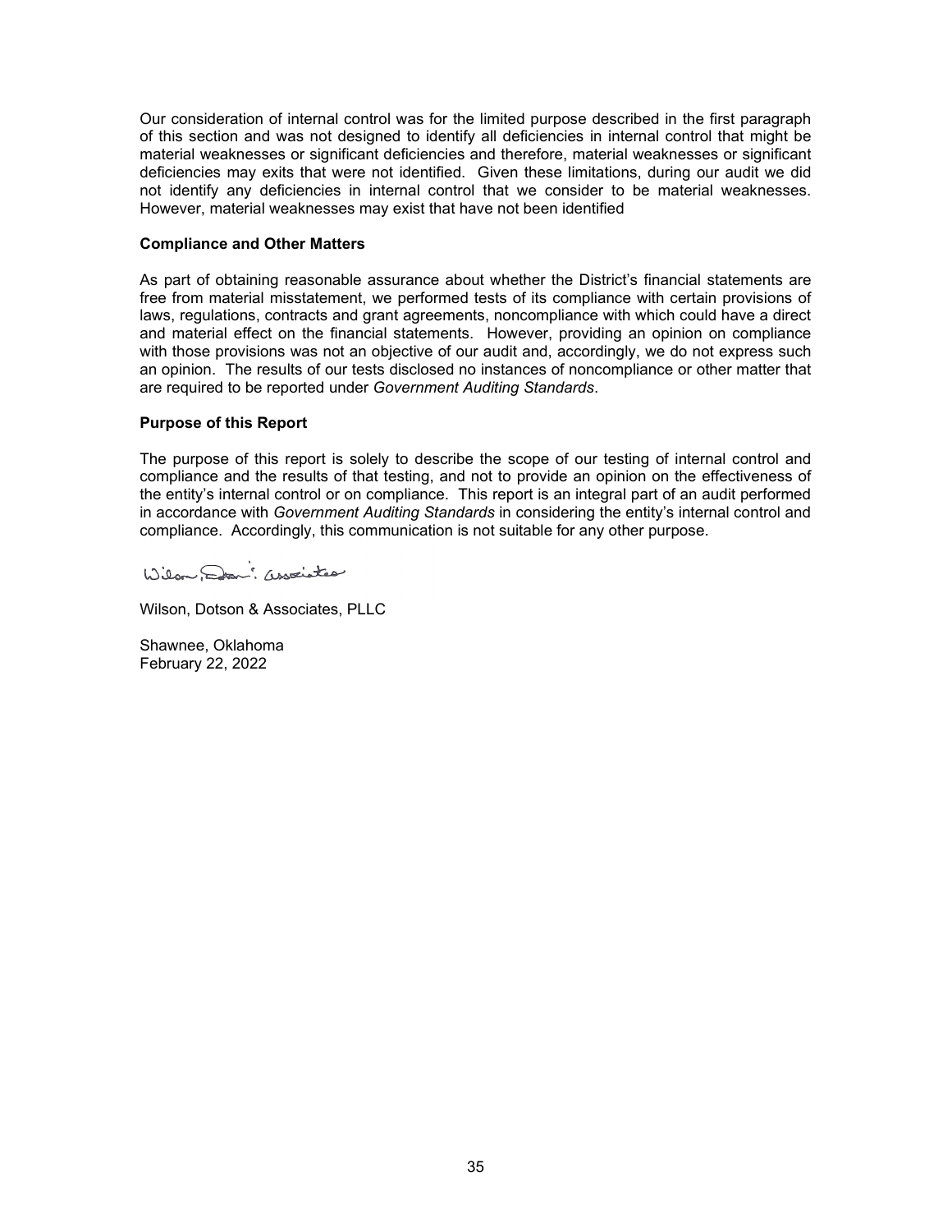Our consideration of internal control was for the limited purpose described in the first paragraph of this section and was not designed to identify all deficiencies in internal control that might be material weaknesses or significant deficiencies and therefore, material weaknesses or significant deficiencies may exits that were not identified. Given these limitations, during our audit we did not identify any deficiencies in internal control that we consider to be material weaknesses. However, material weaknesses may exist that have not been identified

**Compliance and Other Matters**

As part of obtaining reasonable assurance about whether the District's financial statements are free from material misstatement, we performed tests of its compliance with certain provisions of laws, regulations, contracts and grant agreements, noncompliance with which could have a direct and material effect on the financial statements. However, providing an opinion on compliance with those provisions was not an objective of our audit and, accordingly, we do not express such an opinion. The results of our tests disclosed no instances of noncompliance or other matter that are required to be reported under *Government Auditing Standards*.

**Purpose of this Report**

The purpose of this report is solely to describe the scope of our testing of internal control and compliance and the results of that testing, and not to provide an opinion on the effectiveness of the entity's internal control or on compliance. This report is an integral part of an audit performed in accordance with *Government Auditing Standards* in considering the entity's internal control and compliance. Accordingly, this communication is not suitable for any other purpose.

Wilson, Dotson & Associates

Wilson, Dotson & Associates, PLLC

Shawnee, Oklahoma
February 22, 2022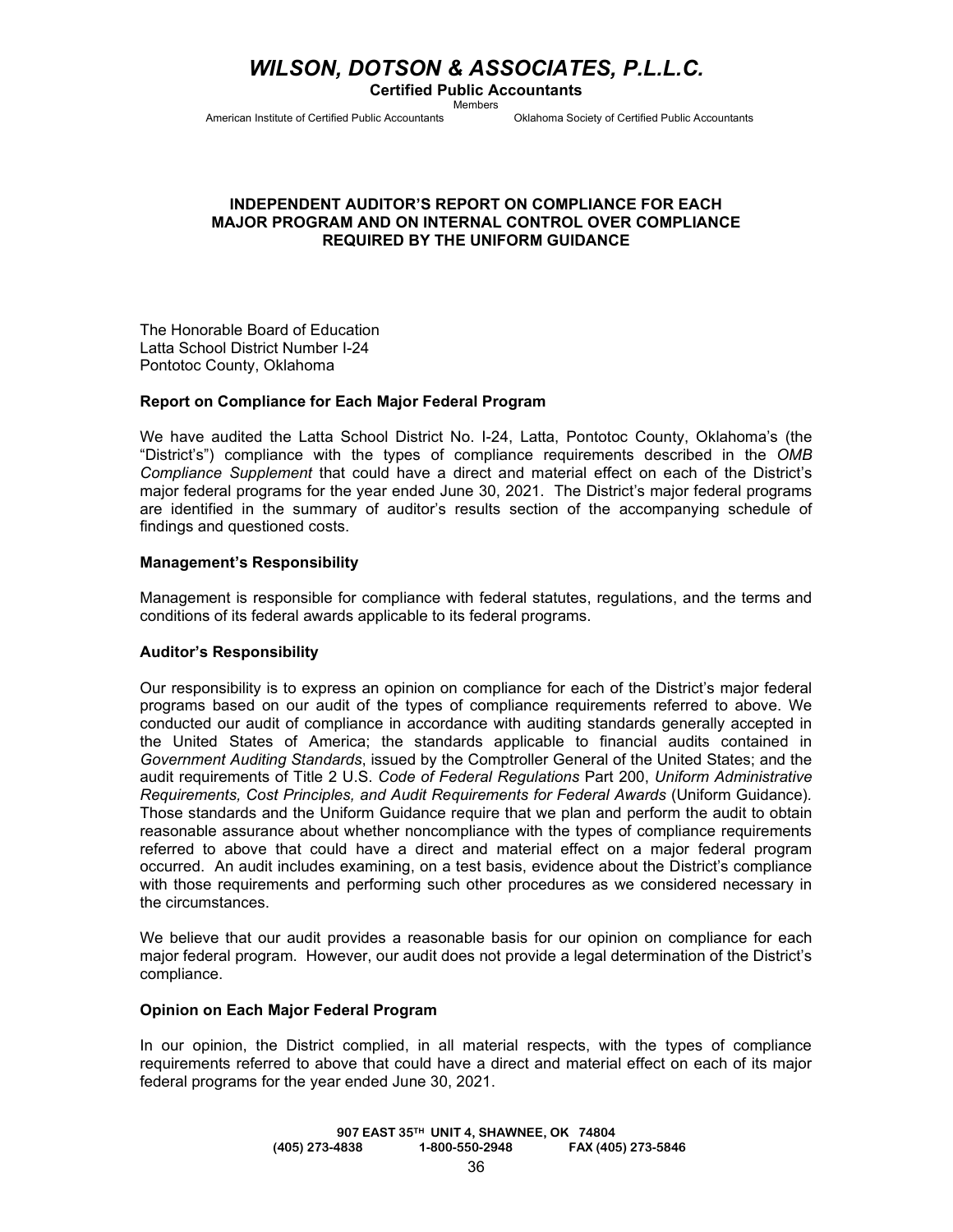# *WILSON, DOTSON & ASSOCIATES, P.L.L.C.*

**Certified Public Accountants**

Members

American Institute of Certified Public Accountants    Oklahoma Society of Certified Public Accountants

## INDEPENDENT AUDITOR'S REPORT ON COMPLIANCE FOR EACH MAJOR PROGRAM AND ON INTERNAL CONTROL OVER COMPLIANCE REQUIRED BY THE UNIFORM GUIDANCE

The Honorable Board of Education
Latta School District Number I-24
Pontotoc County, Oklahoma

### Report on Compliance for Each Major Federal Program

We have audited the Latta School District No. I-24, Latta, Pontotoc County, Oklahoma's (the "District's") compliance with the types of compliance requirements described in the *OMB Compliance Supplement* that could have a direct and material effect on each of the District's major federal programs for the year ended June 30, 2021. The District's major federal programs are identified in the summary of auditor's results section of the accompanying schedule of findings and questioned costs.

### Management's Responsibility

Management is responsible for compliance with federal statutes, regulations, and the terms and conditions of its federal awards applicable to its federal programs.

### Auditor's Responsibility

Our responsibility is to express an opinion on compliance for each of the District's major federal programs based on our audit of the types of compliance requirements referred to above. We conducted our audit of compliance in accordance with auditing standards generally accepted in the United States of America; the standards applicable to financial audits contained in *Government Auditing Standards*, issued by the Comptroller General of the United States; and the audit requirements of Title 2 U.S. *Code of Federal Regulations* Part 200, *Uniform Administrative Requirements, Cost Principles, and Audit Requirements for Federal Awards* (Uniform Guidance). Those standards and the Uniform Guidance require that we plan and perform the audit to obtain reasonable assurance about whether noncompliance with the types of compliance requirements referred to above that could have a direct and material effect on a major federal program occurred. An audit includes examining, on a test basis, evidence about the District's compliance with those requirements and performing such other procedures as we considered necessary in the circumstances.

We believe that our audit provides a reasonable basis for our opinion on compliance for each major federal program. However, our audit does not provide a legal determination of the District's compliance.

### Opinion on Each Major Federal Program

In our opinion, the District complied, in all material respects, with the types of compliance requirements referred to above that could have a direct and material effect on each of its major federal programs for the year ended June 30, 2021.

907 EAST 35TH UNIT 4, SHAWNEE, OK 74804
(405) 273-4838    1-800-550-2948    FAX (405) 273-5846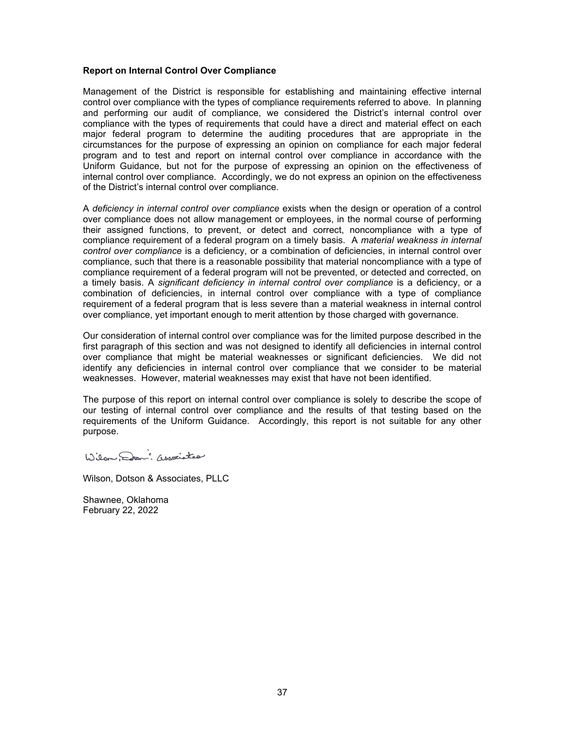**Report on Internal Control Over Compliance**

Management of the District is responsible for establishing and maintaining effective internal control over compliance with the types of compliance requirements referred to above. In planning and performing our audit of compliance, we considered the District's internal control over compliance with the types of requirements that could have a direct and material effect on each major federal program to determine the auditing procedures that are appropriate in the circumstances for the purpose of expressing an opinion on compliance for each major federal program and to test and report on internal control over compliance in accordance with the Uniform Guidance, but not for the purpose of expressing an opinion on the effectiveness of internal control over compliance. Accordingly, we do not express an opinion on the effectiveness of the District's internal control over compliance.

A *deficiency in internal control over compliance* exists when the design or operation of a control over compliance does not allow management or employees, in the normal course of performing their assigned functions, to prevent, or detect and correct, noncompliance with a type of compliance requirement of a federal program on a timely basis. A *material weakness in internal control over compliance* is a deficiency, or a combination of deficiencies, in internal control over compliance, such that there is a reasonable possibility that material noncompliance with a type of compliance requirement of a federal program will not be prevented, or detected and corrected, on a timely basis. A *significant deficiency in internal control over compliance* is a deficiency, or a combination of deficiencies, in internal control over compliance with a type of compliance requirement of a federal program that is less severe than a material weakness in internal control over compliance, yet important enough to merit attention by those charged with governance.

Our consideration of internal control over compliance was for the limited purpose described in the first paragraph of this section and was not designed to identify all deficiencies in internal control over compliance that might be material weaknesses or significant deficiencies. We did not identify any deficiencies in internal control over compliance that we consider to be material weaknesses. However, material weaknesses may exist that have not been identified.

The purpose of this report on internal control over compliance is solely to describe the scope of our testing of internal control over compliance and the results of that testing based on the requirements of the Uniform Guidance. Accordingly, this report is not suitable for any other purpose.

Wilson, Dotson & Associates

Wilson, Dotson & Associates, PLLC

Shawnee, Oklahoma
February 22, 2022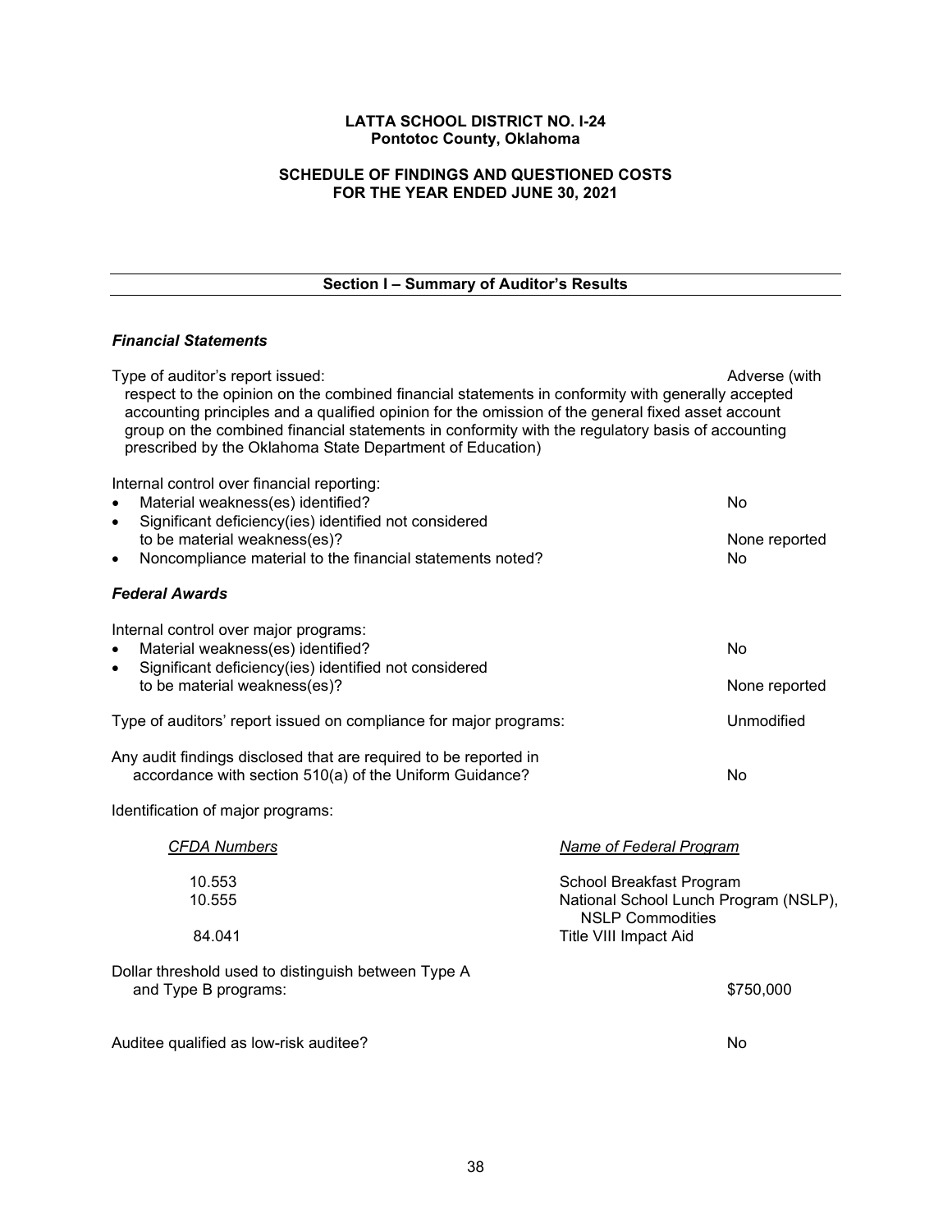**LATTA SCHOOL DISTRICT NO. I-24**
**Pontotoc County, Oklahoma**

**SCHEDULE OF FINDINGS AND QUESTIONED COSTS**
**FOR THE YEAR ENDED JUNE 30, 2021**

## Section I – Summary of Auditor's Results

### *Financial Statements*

Type of auditor's report issued: Adverse (with respect to the opinion on the combined financial statements in conformity with generally accepted accounting principles and a qualified opinion for the omission of the general fixed asset account group on the combined financial statements in conformity with the regulatory basis of accounting prescribed by the Oklahoma State Department of Education)

Internal control over financial reporting:

- Material weakness(es) identified? No
- Significant deficiency(ies) identified not considered to be material weakness(es)? None reported
- Noncompliance material to the financial statements noted? No

### *Federal Awards*

Internal control over major programs:

- Material weakness(es) identified? No
- Significant deficiency(ies) identified not considered to be material weakness(es)? None reported

Type of auditors' report issued on compliance for major programs: Unmodified

Any audit findings disclosed that are required to be reported in accordance with section 510(a) of the Uniform Guidance? No

Identification of major programs:

| *CFDA Numbers* | *Name of Federal Program* |
|---|---|
| 10.553 | School Breakfast Program |
| 10.555 | National School Lunch Program (NSLP), NSLP Commodities |
| 84.041 | Title VIII Impact Aid |

Dollar threshold used to distinguish between Type A and Type B programs: $750,000

Auditee qualified as low-risk auditee? No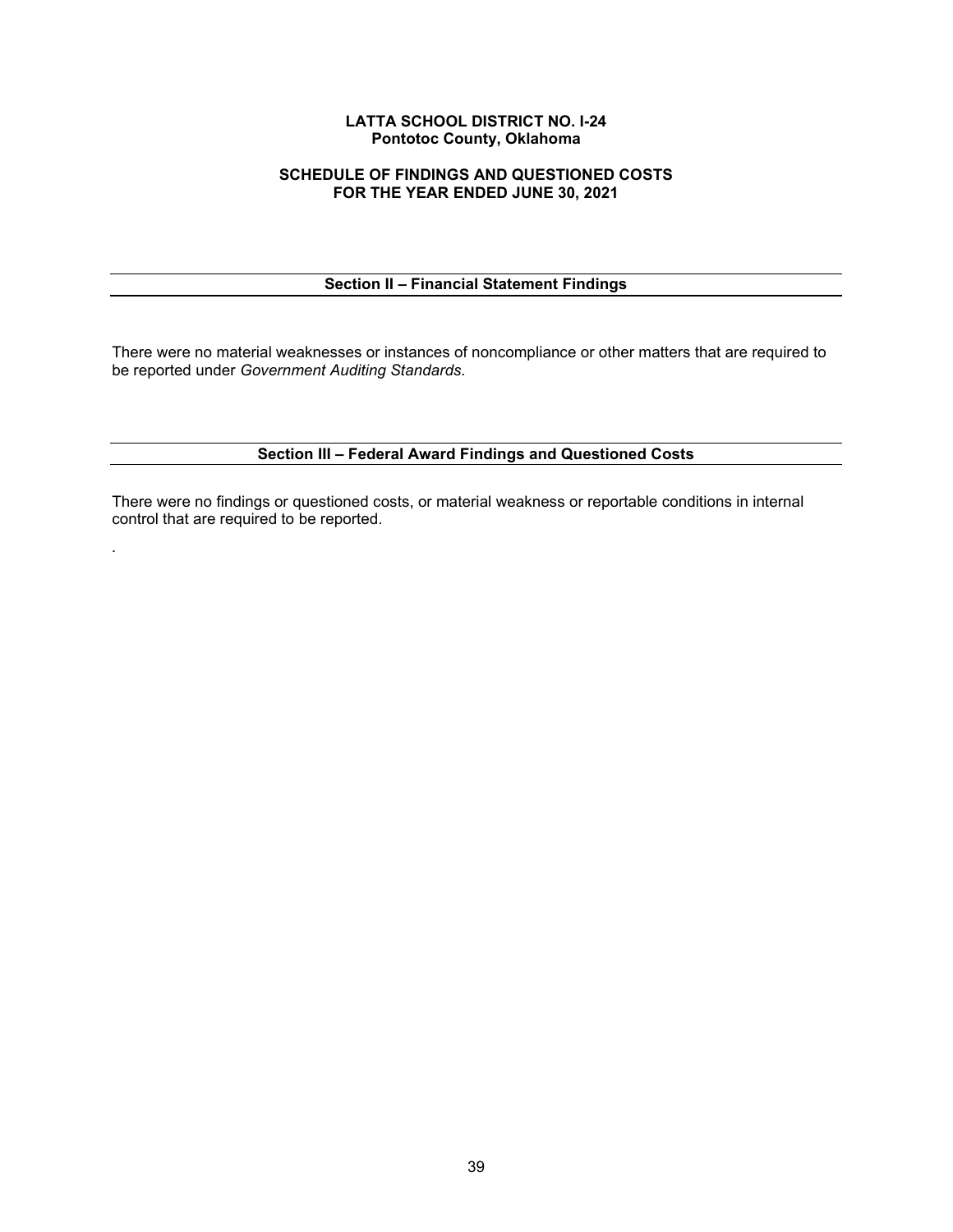**LATTA SCHOOL DISTRICT NO. I-24**
**Pontotoc County, Oklahoma**

**SCHEDULE OF FINDINGS AND QUESTIONED COSTS**
**FOR THE YEAR ENDED JUNE 30, 2021**

## Section II – Financial Statement Findings

There were no material weaknesses or instances of noncompliance or other matters that are required to be reported under *Government Auditing Standards*.

## Section III – Federal Award Findings and Questioned Costs

There were no findings or questioned costs, or material weakness or reportable conditions in internal control that are required to be reported.

.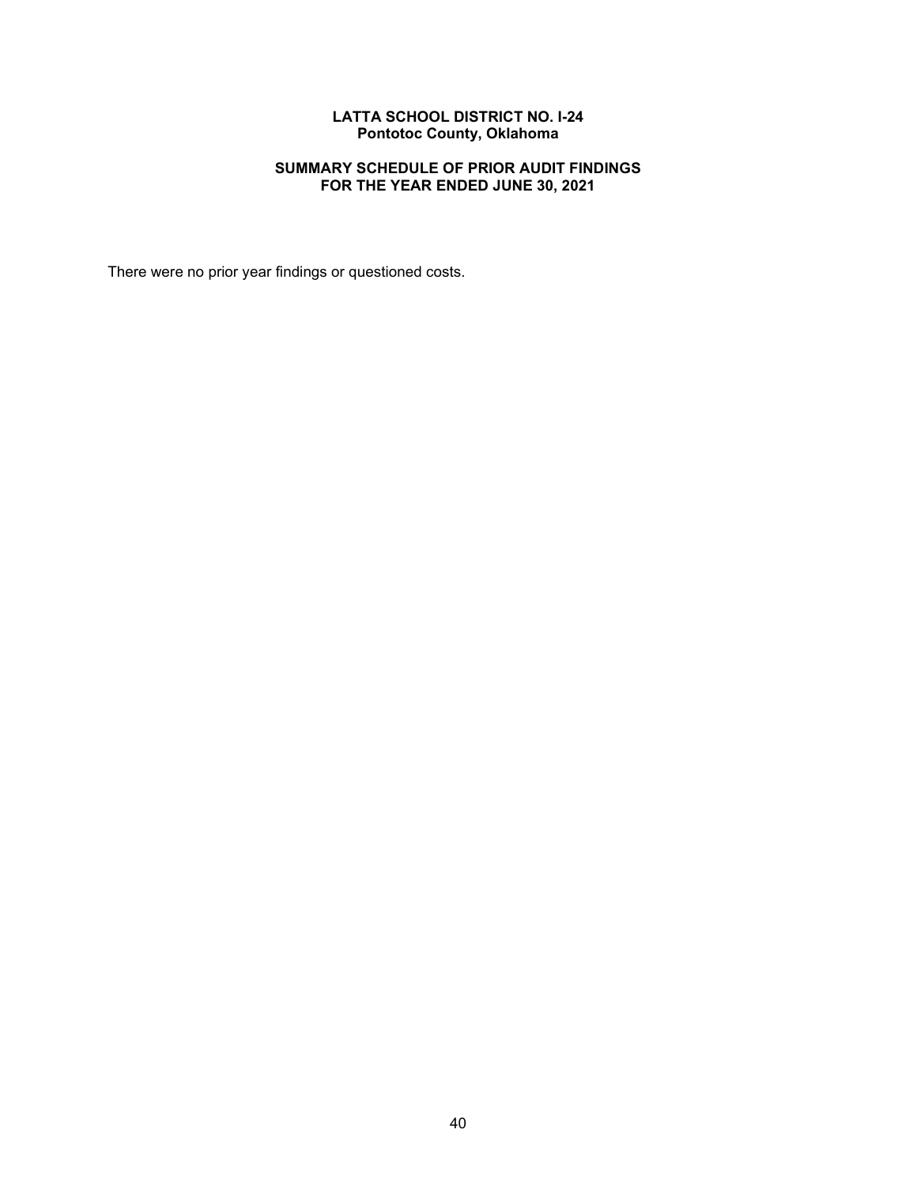**LATTA SCHOOL DISTRICT NO. I-24**
**Pontotoc County, Oklahoma**

**SUMMARY SCHEDULE OF PRIOR AUDIT FINDINGS**
**FOR THE YEAR ENDED JUNE 30, 2021**

There were no prior year findings or questioned costs.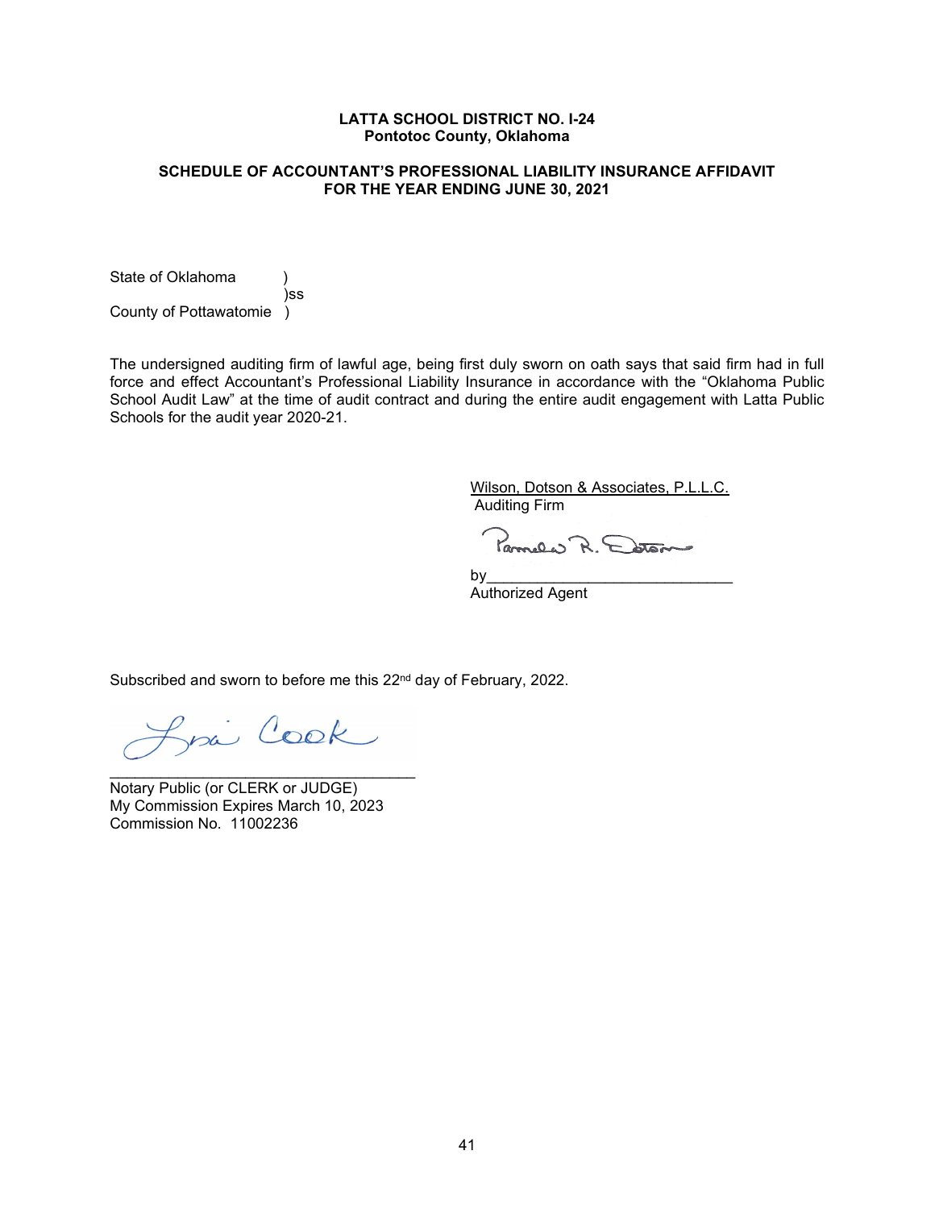**LATTA SCHOOL DISTRICT NO. I-24**
**Pontotoc County, Oklahoma**

**SCHEDULE OF ACCOUNTANT'S PROFESSIONAL LIABILITY INSURANCE AFFIDAVIT**
**FOR THE YEAR ENDING JUNE 30, 2021**

State of Oklahoma )
)ss
County of Pottawatomie )

The undersigned auditing firm of lawful age, being first duly sworn on oath says that said firm had in full force and effect Accountant's Professional Liability Insurance in accordance with the "Oklahoma Public School Audit Law" at the time of audit contract and during the entire audit engagement with Latta Public Schools for the audit year 2020-21.

Wilson, Dotson & Associates, P.L.L.C.
Auditing Firm

by Pamela R. Dotson
Authorized Agent

Subscribed and sworn to before me this 22nd day of February, 2022.

Lori Cook
Notary Public (or CLERK or JUDGE)
My Commission Expires March 10, 2023
Commission No. 11002236